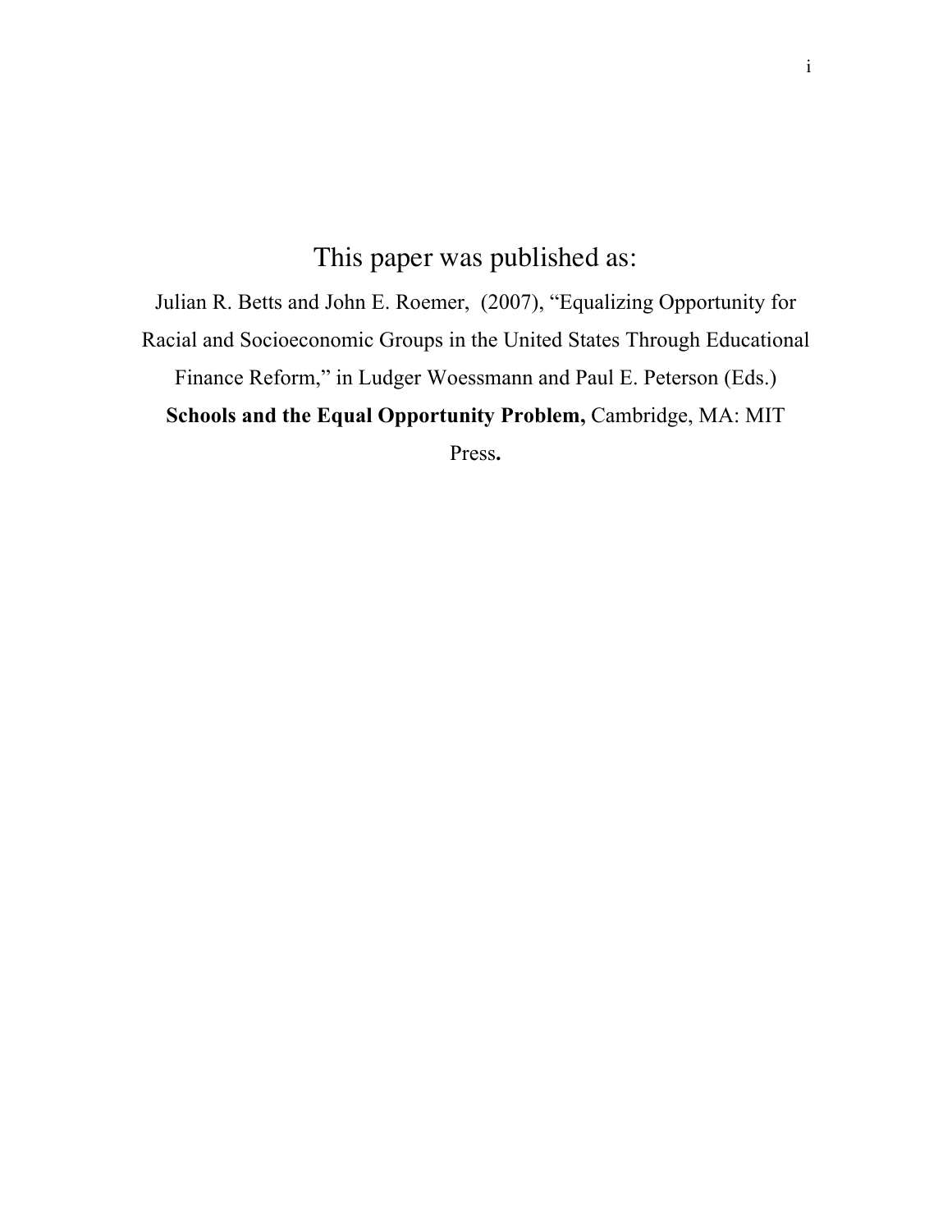# This paper was published as:

Julian R. Betts and John E. Roemer, (2007), "Equalizing Opportunity for Racial and Socioeconomic Groups in the United States Through Educational Finance Reform," in Ludger Woessmann and Paul E. Peterson (Eds.) **Schools and the Equal Opportunity Problem,** Cambridge, MA: MIT Press**.**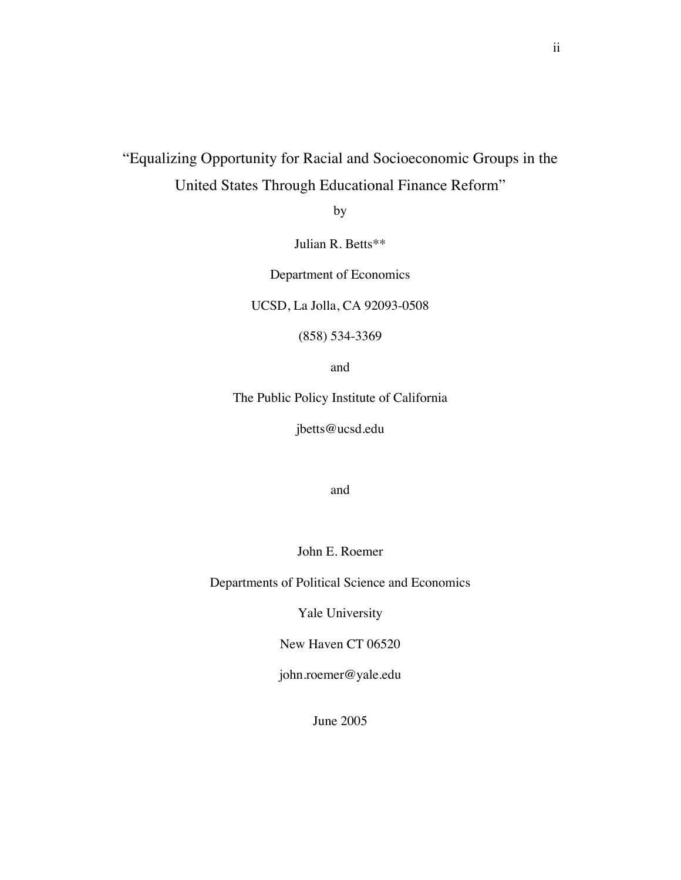# "Equalizing Opportunity for Racial and Socioeconomic Groups in the United States Through Educational Finance Reform"

by

Julian R. Betts**

Department of Economics

UCSD, La Jolla, CA 92093-0508

(858) 534-3369

and

The Public Policy Institute of California

jbetts@ucsd.edu

and

John E. Roemer

Departments of Political Science and Economics

Yale University

New Haven CT 06520

john.roemer@yale.edu

June 2005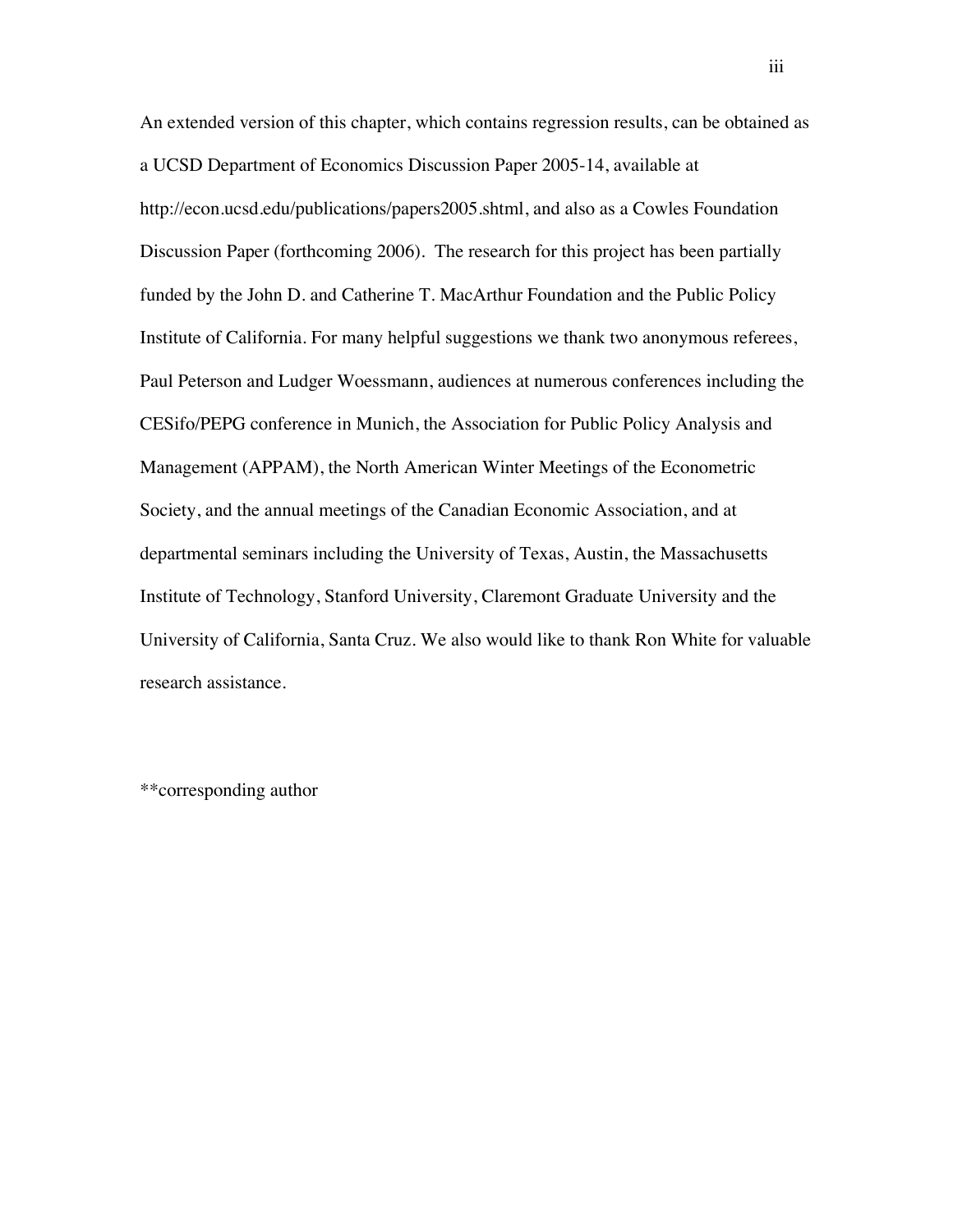An extended version of this chapter, which contains regression results, can be obtained as a UCSD Department of Economics Discussion Paper 2005-14, available at http://econ.ucsd.edu/publications/papers2005.shtml, and also as a Cowles Foundation Discussion Paper (forthcoming 2006). The research for this project has been partially funded by the John D. and Catherine T. MacArthur Foundation and the Public Policy Institute of California. For many helpful suggestions we thank two anonymous referees, Paul Peterson and Ludger Woessmann, audiences at numerous conferences including the CESifo/PEPG conference in Munich, the Association for Public Policy Analysis and Management (APPAM), the North American Winter Meetings of the Econometric Society, and the annual meetings of the Canadian Economic Association, and at departmental seminars including the University of Texas, Austin, the Massachusetts Institute of Technology, Stanford University, Claremont Graduate University and the University of California, Santa Cruz. We also would like to thank Ron White for valuable research assistance.

**corresponding author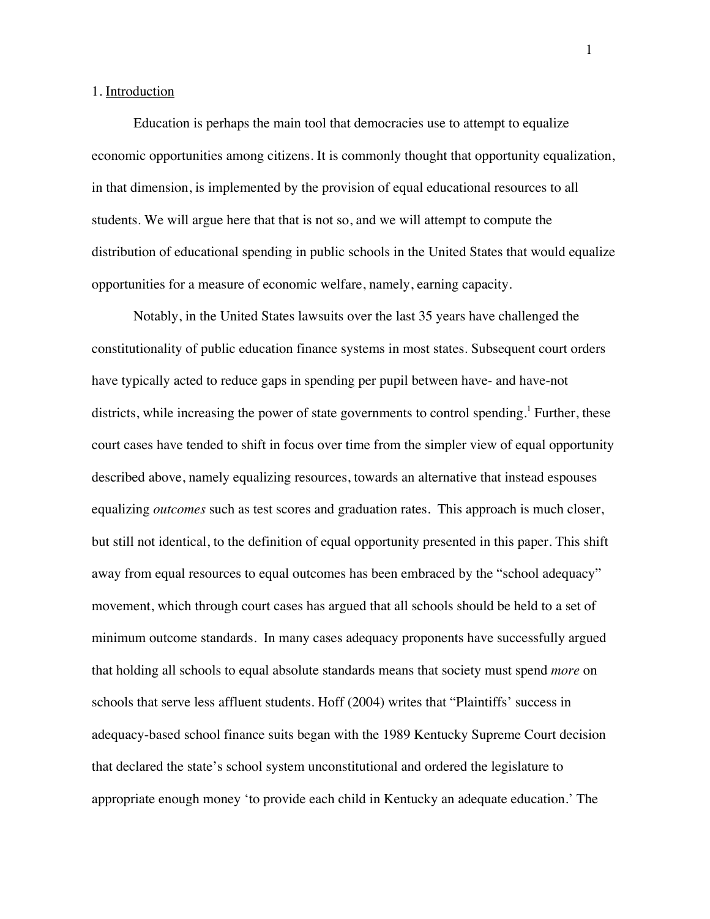## 1. Introduction

Education is perhaps the main tool that democracies use to attempt to equalize economic opportunities among citizens. It is commonly thought that opportunity equalization, in that dimension, is implemented by the provision of equal educational resources to all students. We will argue here that that is not so, and we will attempt to compute the distribution of educational spending in public schools in the United States that would equalize opportunities for a measure of economic welfare, namely, earning capacity.

Notably, in the United States lawsuits over the last 35 years have challenged the constitutionality of public education finance systems in most states. Subsequent court orders have typically acted to reduce gaps in spending per pupil between have- and have-not districts, while increasing the power of state governments to control spending.[1] Further, these court cases have tended to shift in focus over time from the simpler view of equal opportunity described above, namely equalizing resources, towards an alternative that instead espouses equalizing *outcomes* such as test scores and graduation rates. This approach is much closer, but still not identical, to the definition of equal opportunity presented in this paper. This shift away from equal resources to equal outcomes has been embraced by the "school adequacy" movement, which through court cases has argued that all schools should be held to a set of minimum outcome standards. In many cases adequacy proponents have successfully argued that holding all schools to equal absolute standards means that society must spend *more* on schools that serve less affluent students. Hoff (2004) writes that "Plaintiffs' success in adequacy-based school finance suits began with the 1989 Kentucky Supreme Court decision that declared the state's school system unconstitutional and ordered the legislature to appropriate enough money 'to provide each child in Kentucky an adequate education.' The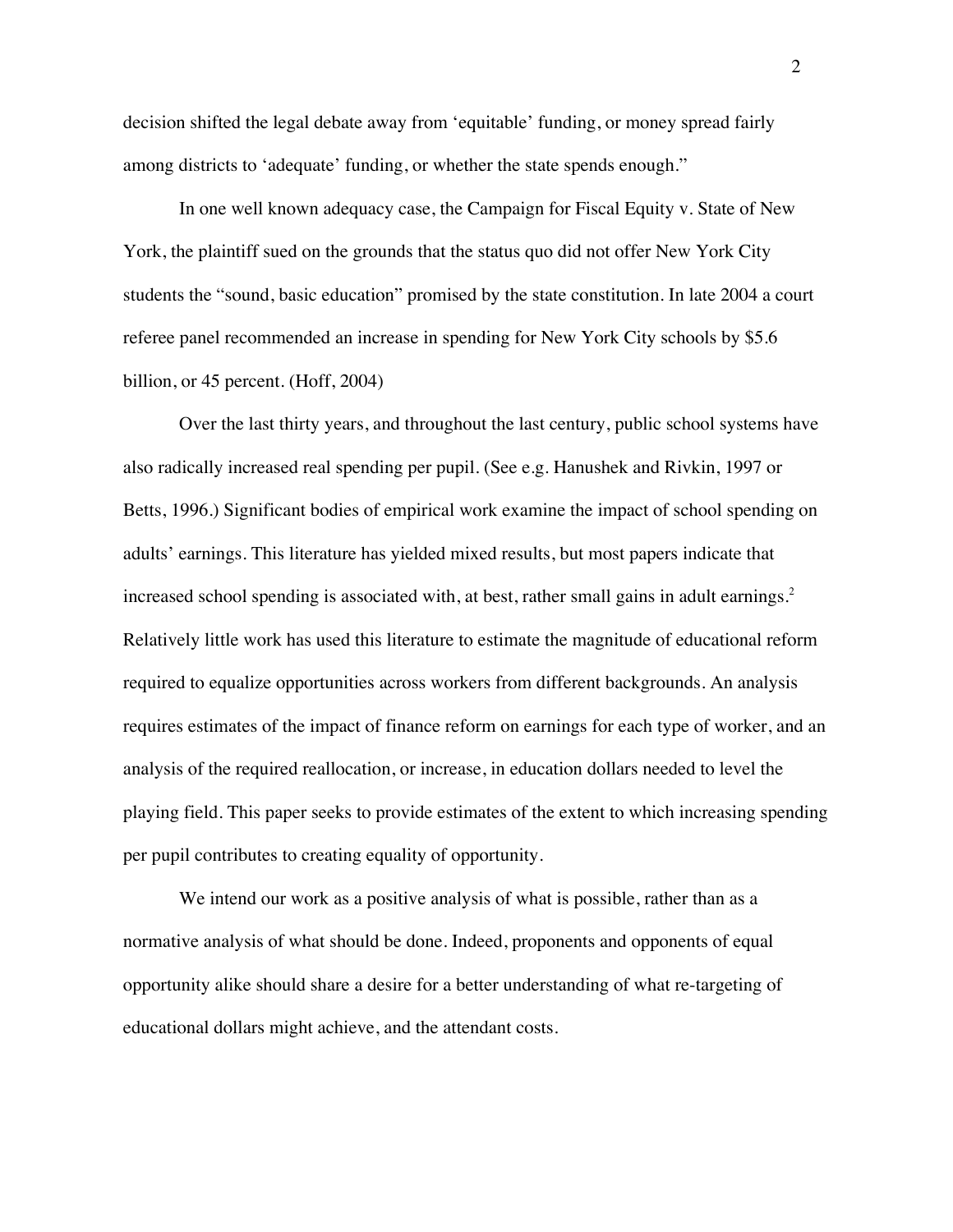decision shifted the legal debate away from 'equitable' funding, or money spread fairly among districts to 'adequate' funding, or whether the state spends enough."

In one well known adequacy case, the Campaign for Fiscal Equity v. State of New York, the plaintiff sued on the grounds that the status quo did not offer New York City students the "sound, basic education" promised by the state constitution. In late 2004 a court referee panel recommended an increase in spending for New York City schools by $5.6 billion, or 45 percent. (Hoff, 2004)

Over the last thirty years, and throughout the last century, public school systems have also radically increased real spending per pupil. (See e.g. Hanushek and Rivkin, 1997 or Betts, 1996.) Significant bodies of empirical work examine the impact of school spending on adults' earnings. This literature has yielded mixed results, but most papers indicate that increased school spending is associated with, at best, rather small gains in adult earnings.[2] Relatively little work has used this literature to estimate the magnitude of educational reform required to equalize opportunities across workers from different backgrounds. An analysis requires estimates of the impact of finance reform on earnings for each type of worker, and an analysis of the required reallocation, or increase, in education dollars needed to level the playing field. This paper seeks to provide estimates of the extent to which increasing spending per pupil contributes to creating equality of opportunity.

We intend our work as a positive analysis of what is possible, rather than as a normative analysis of what should be done. Indeed, proponents and opponents of equal opportunity alike should share a desire for a better understanding of what re-targeting of educational dollars might achieve, and the attendant costs.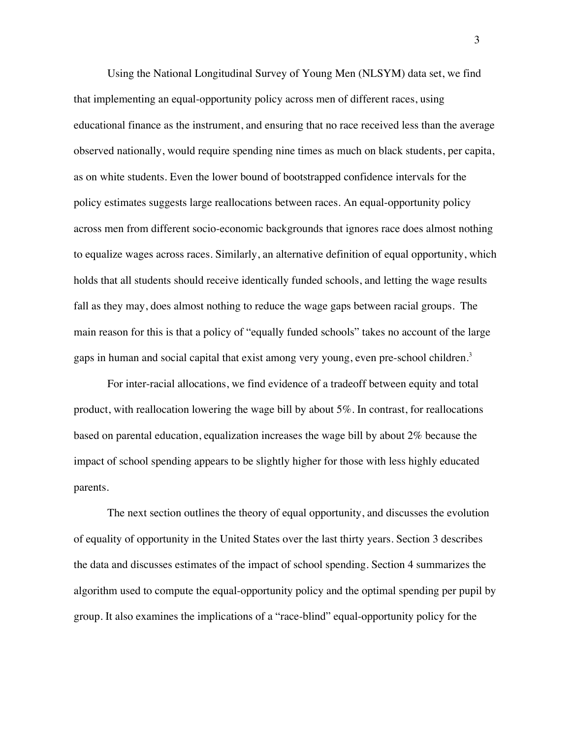Using the National Longitudinal Survey of Young Men (NLSYM) data set, we find that implementing an equal-opportunity policy across men of different races, using educational finance as the instrument, and ensuring that no race received less than the average observed nationally, would require spending nine times as much on black students, per capita, as on white students. Even the lower bound of bootstrapped confidence intervals for the policy estimates suggests large reallocations between races. An equal-opportunity policy across men from different socio-economic backgrounds that ignores race does almost nothing to equalize wages across races. Similarly, an alternative definition of equal opportunity, which holds that all students should receive identically funded schools, and letting the wage results fall as they may, does almost nothing to reduce the wage gaps between racial groups. The main reason for this is that a policy of "equally funded schools" takes no account of the large gaps in human and social capital that exist among very young, even pre-school children.[3]

For inter-racial allocations, we find evidence of a tradeoff between equity and total product, with reallocation lowering the wage bill by about 5%. In contrast, for reallocations based on parental education, equalization increases the wage bill by about 2% because the impact of school spending appears to be slightly higher for those with less highly educated parents.

The next section outlines the theory of equal opportunity, and discusses the evolution of equality of opportunity in the United States over the last thirty years. Section 3 describes the data and discusses estimates of the impact of school spending. Section 4 summarizes the algorithm used to compute the equal-opportunity policy and the optimal spending per pupil by group. It also examines the implications of a "race-blind" equal-opportunity policy for the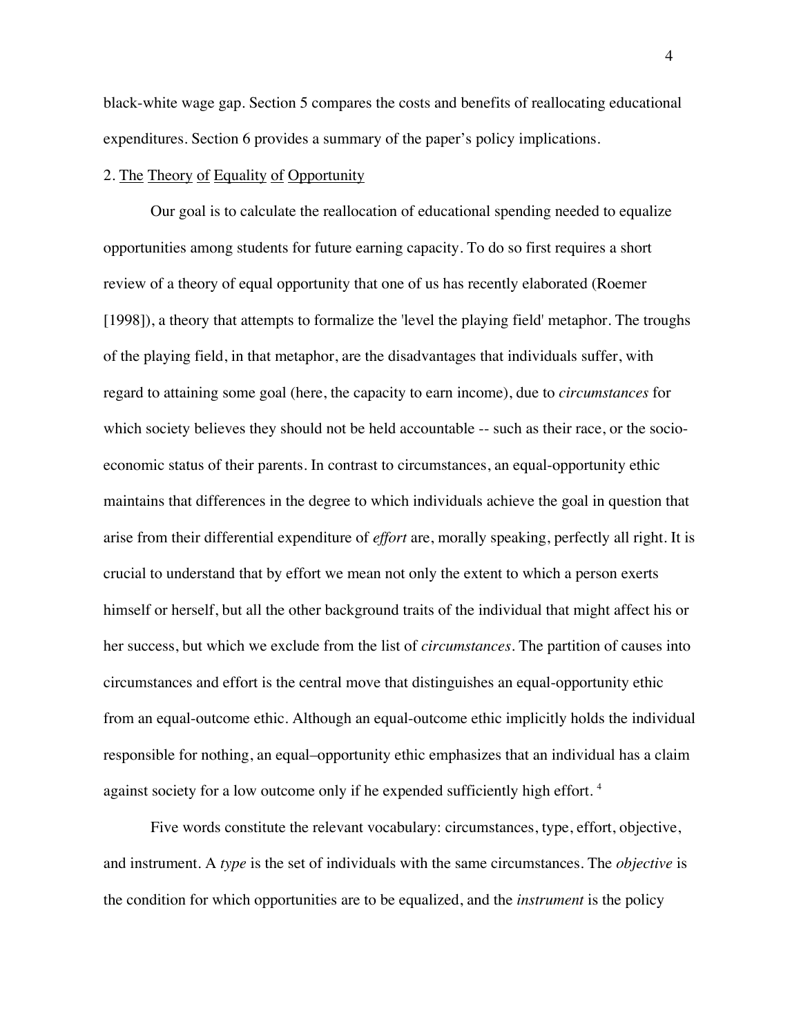black-white wage gap. Section 5 compares the costs and benefits of reallocating educational expenditures. Section 6 provides a summary of the paper's policy implications.

## 2. The Theory of Equality of Opportunity

Our goal is to calculate the reallocation of educational spending needed to equalize opportunities among students for future earning capacity. To do so first requires a short review of a theory of equal opportunity that one of us has recently elaborated (Roemer [1998]), a theory that attempts to formalize the 'level the playing field' metaphor. The troughs of the playing field, in that metaphor, are the disadvantages that individuals suffer, with regard to attaining some goal (here, the capacity to earn income), due to *circumstances* for which society believes they should not be held accountable -- such as their race, or the socio-economic status of their parents. In contrast to circumstances, an equal-opportunity ethic maintains that differences in the degree to which individuals achieve the goal in question that arise from their differential expenditure of *effort* are, morally speaking, perfectly all right. It is crucial to understand that by effort we mean not only the extent to which a person exerts himself or herself, but all the other background traits of the individual that might affect his or her success, but which we exclude from the list of *circumstances*. The partition of causes into circumstances and effort is the central move that distinguishes an equal-opportunity ethic from an equal-outcome ethic. Although an equal-outcome ethic implicitly holds the individual responsible for nothing, an equal–opportunity ethic emphasizes that an individual has a claim against society for a low outcome only if he expended sufficiently high effort. [4]

Five words constitute the relevant vocabulary: circumstances, type, effort, objective, and instrument. A *type* is the set of individuals with the same circumstances. The *objective* is the condition for which opportunities are to be equalized, and the *instrument* is the policy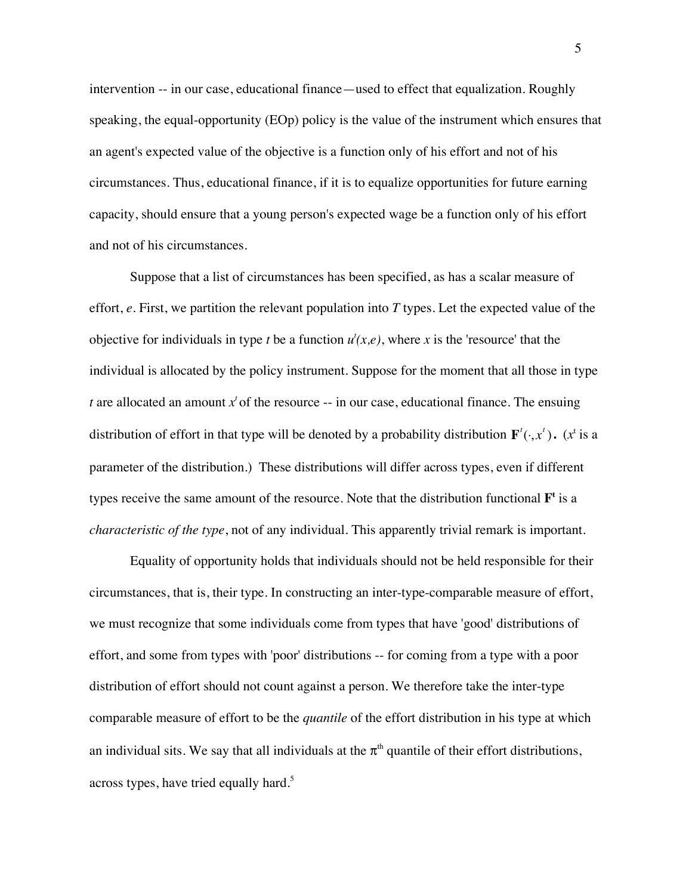intervention -- in our case, educational finance—used to effect that equalization. Roughly speaking, the equal-opportunity (EOp) policy is the value of the instrument which ensures that an agent's expected value of the objective is a function only of his effort and not of his circumstances. Thus, educational finance, if it is to equalize opportunities for future earning capacity, should ensure that a young person's expected wage be a function only of his effort and not of his circumstances.

Suppose that a list of circumstances has been specified, as has a scalar measure of effort, $e$. First, we partition the relevant population into $T$ types. Let the expected value of the objective for individuals in type $t$ be a function $u^t(x,e)$, where $x$ is the 'resource' that the individual is allocated by the policy instrument. Suppose for the moment that all those in type $t$ are allocated an amount $x^t$ of the resource -- in our case, educational finance. The ensuing distribution of effort in that type will be denoted by a probability distribution $\mathbf{F}^t(\cdot, x^t)$. ($x^t$ is a parameter of the distribution.) These distributions will differ across types, even if different types receive the same amount of the resource. Note that the distribution functional $\mathbf{F}^t$ is a *characteristic of the type*, not of any individual. This apparently trivial remark is important.

Equality of opportunity holds that individuals should not be held responsible for their circumstances, that is, their type. In constructing an inter-type-comparable measure of effort, we must recognize that some individuals come from types that have 'good' distributions of effort, and some from types with 'poor' distributions -- for coming from a type with a poor distribution of effort should not count against a person. We therefore take the inter-type comparable measure of effort to be the *quantile* of the effort distribution in his type at which an individual sits. We say that all individuals at the $\pi^{th}$ quantile of their effort distributions, across types, have tried equally hard.[5]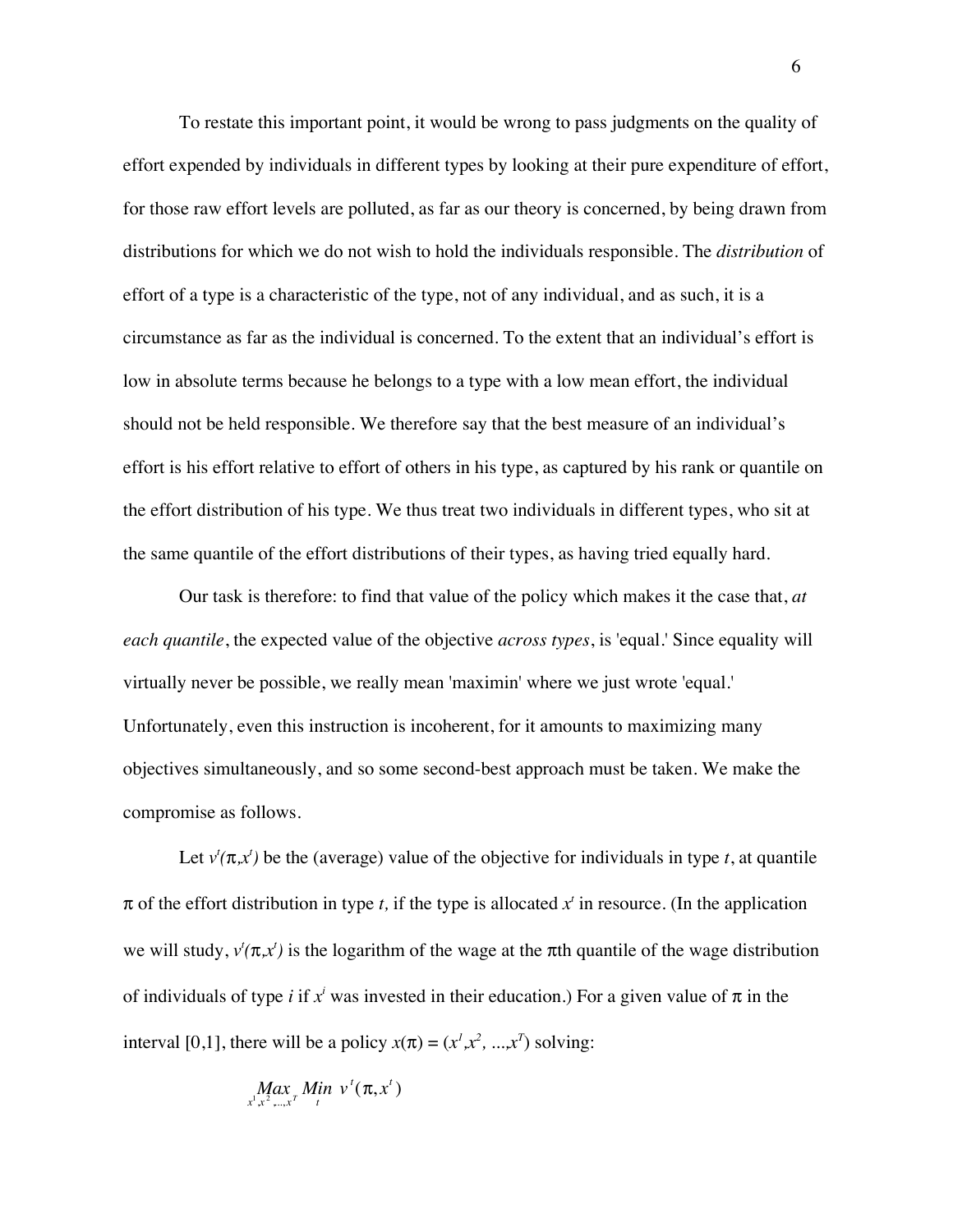To restate this important point, it would be wrong to pass judgments on the quality of effort expended by individuals in different types by looking at their pure expenditure of effort, for those raw effort levels are polluted, as far as our theory is concerned, by being drawn from distributions for which we do not wish to hold the individuals responsible. The *distribution* of effort of a type is a characteristic of the type, not of any individual, and as such, it is a circumstance as far as the individual is concerned. To the extent that an individual's effort is low in absolute terms because he belongs to a type with a low mean effort, the individual should not be held responsible. We therefore say that the best measure of an individual's effort is his effort relative to effort of others in his type, as captured by his rank or quantile on the effort distribution of his type. We thus treat two individuals in different types, who sit at the same quantile of the effort distributions of their types, as having tried equally hard.

Our task is therefore: to find that value of the policy which makes it the case that, *at each quantile*, the expected value of the objective *across types*, is 'equal.' Since equality will virtually never be possible, we really mean 'maximin' where we just wrote 'equal.' Unfortunately, even this instruction is incoherent, for it amounts to maximizing many objectives simultaneously, and so some second-best approach must be taken. We make the compromise as follows.

Let $v^t(\pi,x^t)$ be the (average) value of the objective for individuals in type $t$, at quantile $\pi$ of the effort distribution in type $t$, if the type is allocated $x^t$ in resource. (In the application we will study, $v^t(\pi,x^t)$ is the logarithm of the wage at the $\pi$th quantile of the wage distribution of individuals of type $i$ if $x^i$ was invested in their education.) For a given value of $\pi$ in the interval [0,1], there will be a policy $x(\pi) = (x^1,x^2, ...,x^T)$ solving:

$$\underset{x^1,x^2,...,x^T}{Max}\ \underset{t}{Min}\ v^t(\pi,x^t)$$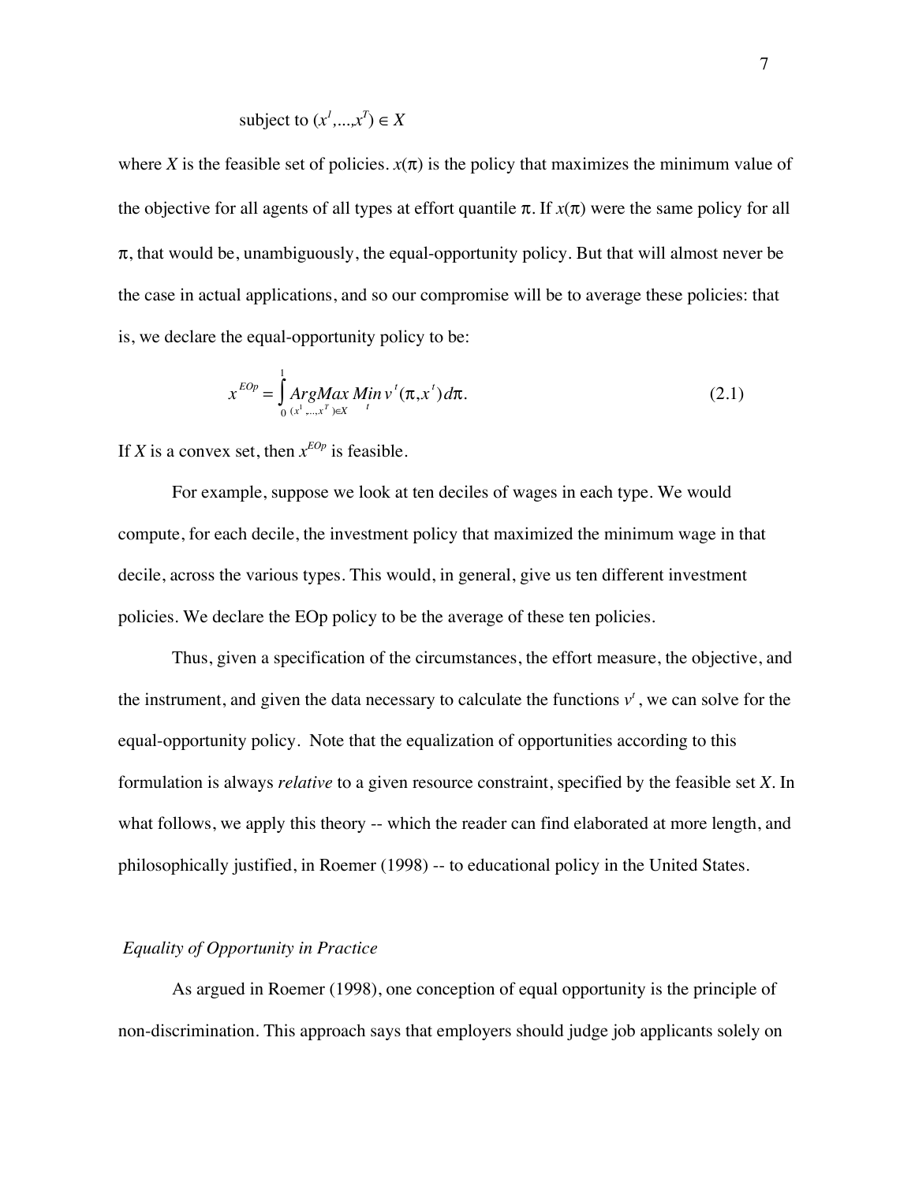subject to $(x^1,...,x^T) \in X$

where $X$ is the feasible set of policies. $x(\pi)$ is the policy that maximizes the minimum value of the objective for all agents of all types at effort quantile $\pi$. If $x(\pi)$ were the same policy for all $\pi$, that would be, unambiguously, the equal-opportunity policy. But that will almost never be the case in actual applications, and so our compromise will be to average these policies: that is, we declare the equal-opportunity policy to be:

$$x^{EOp} = \int_0^1 \underset{(x^1,...,x^T) \in X}{ArgMax} \; \underset{t}{Min} \, v^t(\pi, x^t) \, d\pi. \tag{2.1}$$

If $X$ is a convex set, then $x^{EOp}$ is feasible.

For example, suppose we look at ten deciles of wages in each type. We would compute, for each decile, the investment policy that maximized the minimum wage in that decile, across the various types. This would, in general, give us ten different investment policies. We declare the EOp policy to be the average of these ten policies.

Thus, given a specification of the circumstances, the effort measure, the objective, and the instrument, and given the data necessary to calculate the functions $v^t$, we can solve for the equal-opportunity policy. Note that the equalization of opportunities according to this formulation is always *relative* to a given resource constraint, specified by the feasible set $X$. In what follows, we apply this theory -- which the reader can find elaborated at more length, and philosophically justified, in Roemer (1998) -- to educational policy in the United States.

*Equality of Opportunity in Practice*

As argued in Roemer (1998), one conception of equal opportunity is the principle of non-discrimination. This approach says that employers should judge job applicants solely on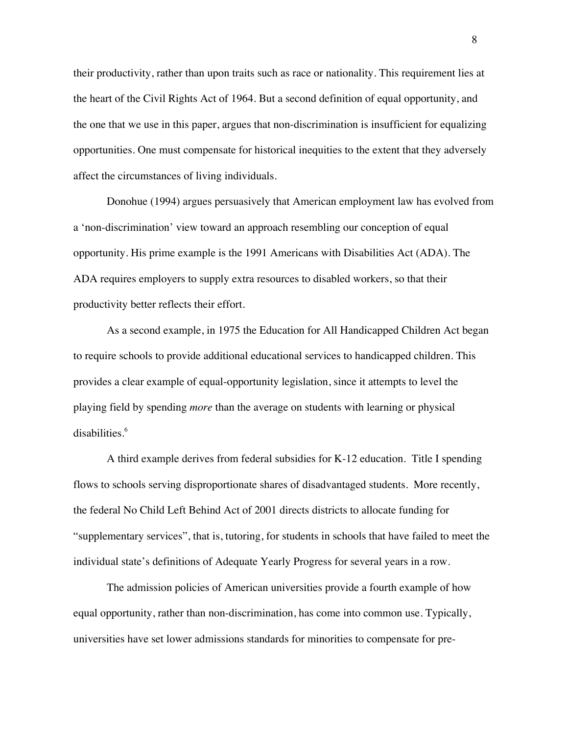their productivity, rather than upon traits such as race or nationality. This requirement lies at the heart of the Civil Rights Act of 1964. But a second definition of equal opportunity, and the one that we use in this paper, argues that non-discrimination is insufficient for equalizing opportunities. One must compensate for historical inequities to the extent that they adversely affect the circumstances of living individuals.

Donohue (1994) argues persuasively that American employment law has evolved from a 'non-discrimination' view toward an approach resembling our conception of equal opportunity. His prime example is the 1991 Americans with Disabilities Act (ADA). The ADA requires employers to supply extra resources to disabled workers, so that their productivity better reflects their effort.

As a second example, in 1975 the Education for All Handicapped Children Act began to require schools to provide additional educational services to handicapped children. This provides a clear example of equal-opportunity legislation, since it attempts to level the playing field by spending *more* than the average on students with learning or physical disabilities.[6]

A third example derives from federal subsidies for K-12 education. Title I spending flows to schools serving disproportionate shares of disadvantaged students. More recently, the federal No Child Left Behind Act of 2001 directs districts to allocate funding for "supplementary services", that is, tutoring, for students in schools that have failed to meet the individual state's definitions of Adequate Yearly Progress for several years in a row.

The admission policies of American universities provide a fourth example of how equal opportunity, rather than non-discrimination, has come into common use. Typically, universities have set lower admissions standards for minorities to compensate for pre-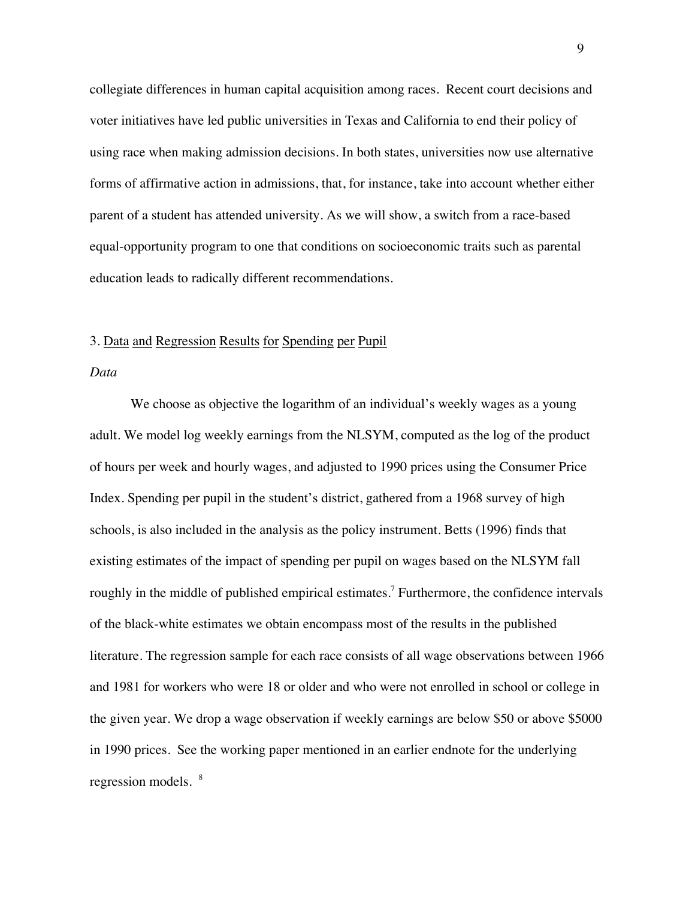collegiate differences in human capital acquisition among races. Recent court decisions and voter initiatives have led public universities in Texas and California to end their policy of using race when making admission decisions. In both states, universities now use alternative forms of affirmative action in admissions, that, for instance, take into account whether either parent of a student has attended university. As we will show, a switch from a race-based equal-opportunity program to one that conditions on socioeconomic traits such as parental education leads to radically different recommendations.

## 3. Data and Regression Results for Spending per Pupil

### *Data*

We choose as objective the logarithm of an individual's weekly wages as a young adult. We model log weekly earnings from the NLSYM, computed as the log of the product of hours per week and hourly wages, and adjusted to 1990 prices using the Consumer Price Index. Spending per pupil in the student's district, gathered from a 1968 survey of high schools, is also included in the analysis as the policy instrument. Betts (1996) finds that existing estimates of the impact of spending per pupil on wages based on the NLSYM fall roughly in the middle of published empirical estimates.[7] Furthermore, the confidence intervals of the black-white estimates we obtain encompass most of the results in the published literature. The regression sample for each race consists of all wage observations between 1966 and 1981 for workers who were 18 or older and who were not enrolled in school or college in the given year. We drop a wage observation if weekly earnings are below \$50 or above \$5000 in 1990 prices. See the working paper mentioned in an earlier endnote for the underlying regression models. [8]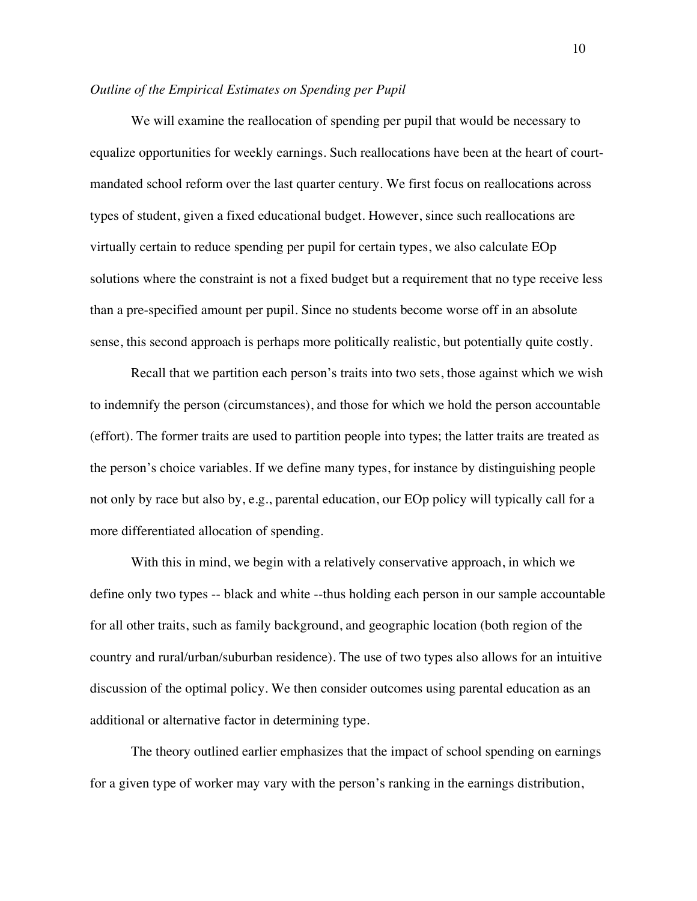*Outline of the Empirical Estimates on Spending per Pupil*

We will examine the reallocation of spending per pupil that would be necessary to equalize opportunities for weekly earnings. Such reallocations have been at the heart of court-mandated school reform over the last quarter century. We first focus on reallocations across types of student, given a fixed educational budget. However, since such reallocations are virtually certain to reduce spending per pupil for certain types, we also calculate EOp solutions where the constraint is not a fixed budget but a requirement that no type receive less than a pre-specified amount per pupil. Since no students become worse off in an absolute sense, this second approach is perhaps more politically realistic, but potentially quite costly.

Recall that we partition each person's traits into two sets, those against which we wish to indemnify the person (circumstances), and those for which we hold the person accountable (effort). The former traits are used to partition people into types; the latter traits are treated as the person's choice variables. If we define many types, for instance by distinguishing people not only by race but also by, e.g., parental education, our EOp policy will typically call for a more differentiated allocation of spending.

With this in mind, we begin with a relatively conservative approach, in which we define only two types -- black and white --thus holding each person in our sample accountable for all other traits, such as family background, and geographic location (both region of the country and rural/urban/suburban residence). The use of two types also allows for an intuitive discussion of the optimal policy. We then consider outcomes using parental education as an additional or alternative factor in determining type.

The theory outlined earlier emphasizes that the impact of school spending on earnings for a given type of worker may vary with the person's ranking in the earnings distribution,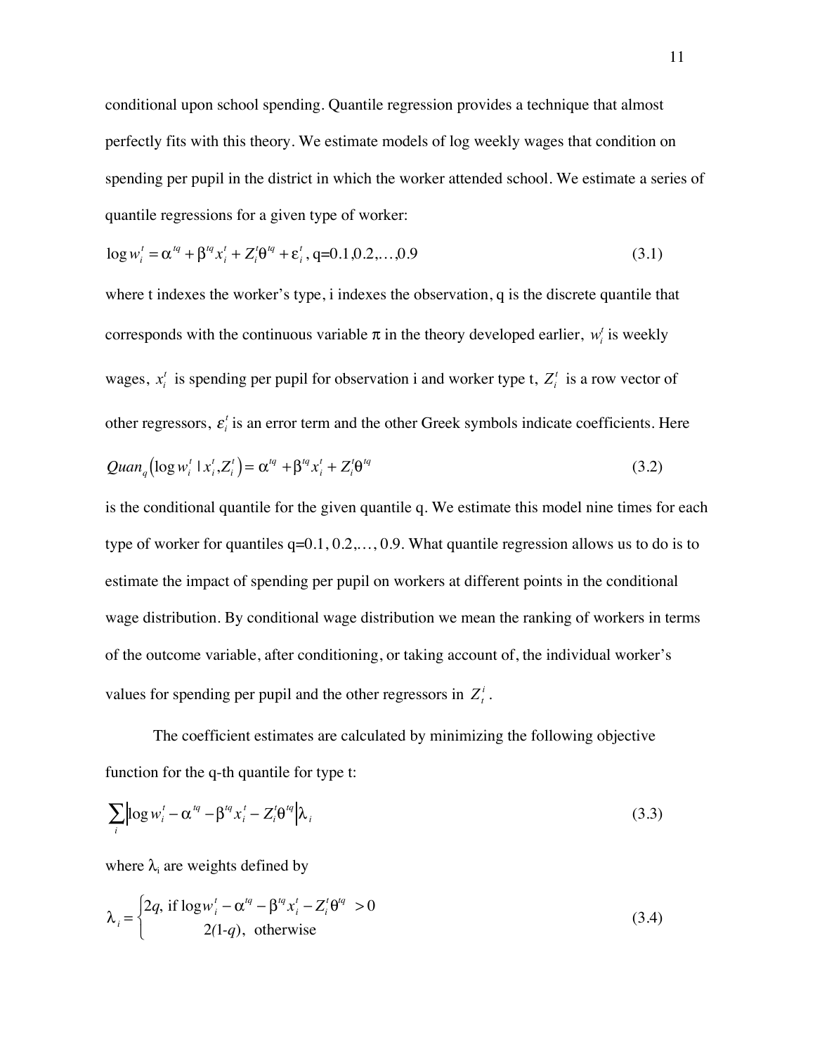conditional upon school spending. Quantile regression provides a technique that almost perfectly fits with this theory. We estimate models of log weekly wages that condition on spending per pupil in the district in which the worker attended school. We estimate a series of quantile regressions for a given type of worker:

$$\log w_i^t = \alpha^{tq} + \beta^{tq} x_i^t + Z_i^t \theta^{tq} + \varepsilon_i^t \text{, q=0.1,0.2,}\ldots\text{,0.9} \tag{3.1}$$

where t indexes the worker's type, i indexes the observation, q is the discrete quantile that corresponds with the continuous variable $\pi$ in the theory developed earlier, $w_i^t$ is weekly wages, $x_i^t$ is spending per pupil for observation i and worker type t, $Z_i^t$ is a row vector of other regressors, $\varepsilon_i^t$ is an error term and the other Greek symbols indicate coefficients. Here

$$Quan_q\left(\log w_i^t \mid x_i^t, Z_i^t\right) = \alpha^{tq} + \beta^{tq} x_i^t + Z_i^t \theta^{tq} \tag{3.2}$$

is the conditional quantile for the given quantile q. We estimate this model nine times for each type of worker for quantiles q=0.1, 0.2,…, 0.9. What quantile regression allows us to do is to estimate the impact of spending per pupil on workers at different points in the conditional wage distribution. By conditional wage distribution we mean the ranking of workers in terms of the outcome variable, after conditioning, or taking account of, the individual worker's values for spending per pupil and the other regressors in $Z_t^i$.

The coefficient estimates are calculated by minimizing the following objective function for the q-th quantile for type t:

$$\sum_i \left| \log w_i^t - \alpha^{tq} - \beta^{tq} x_i^t - Z_i^t \theta^{tq} \right| \lambda_i \tag{3.3}$$

where $\lambda_i$ are weights defined by

$$\lambda_i = \begin{cases} 2q, \text{ if } \log w_i^t - \alpha^{tq} - \beta^{tq} x_i^t - Z_i^t \theta^{tq} > 0 \\ 2(1\text{-}q), \text{ otherwise} \end{cases} \tag{3.4}$$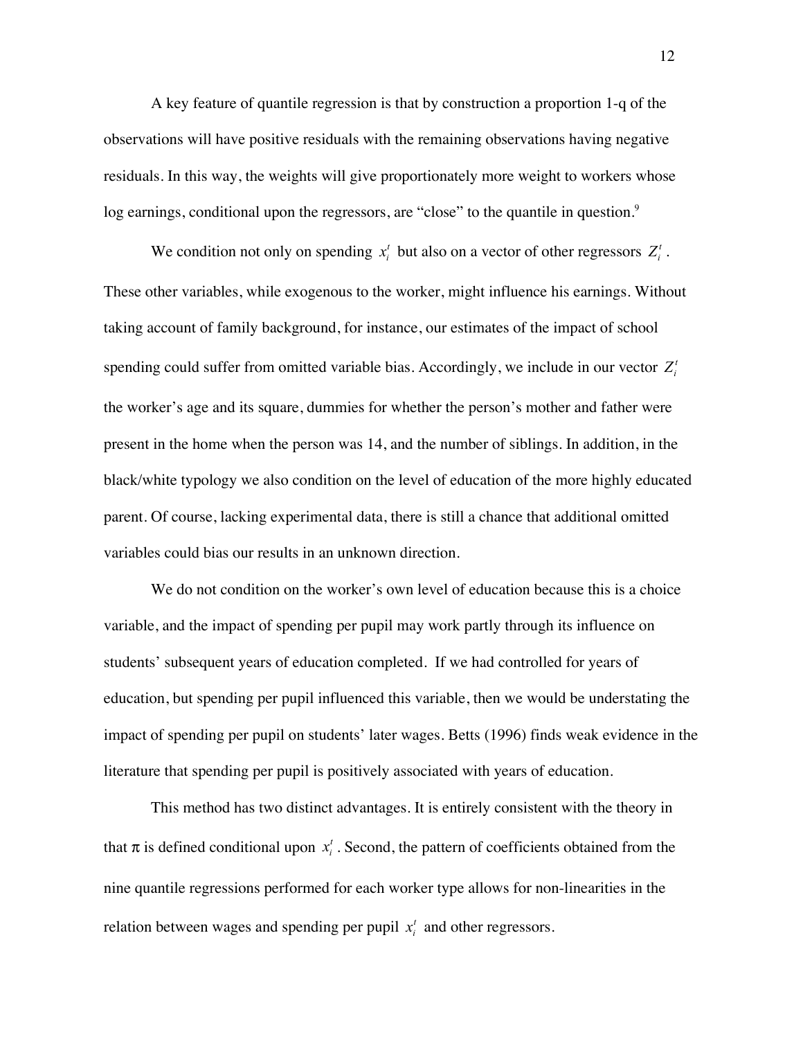A key feature of quantile regression is that by construction a proportion 1-q of the observations will have positive residuals with the remaining observations having negative residuals. In this way, the weights will give proportionately more weight to workers whose log earnings, conditional upon the regressors, are "close" to the quantile in question.[9]

We condition not only on spending $x_i^t$ but also on a vector of other regressors $Z_i^t$. These other variables, while exogenous to the worker, might influence his earnings. Without taking account of family background, for instance, our estimates of the impact of school spending could suffer from omitted variable bias. Accordingly, we include in our vector $Z_i^t$ the worker's age and its square, dummies for whether the person's mother and father were present in the home when the person was 14, and the number of siblings. In addition, in the black/white typology we also condition on the level of education of the more highly educated parent. Of course, lacking experimental data, there is still a chance that additional omitted variables could bias our results in an unknown direction.

We do not condition on the worker's own level of education because this is a choice variable, and the impact of spending per pupil may work partly through its influence on students' subsequent years of education completed. If we had controlled for years of education, but spending per pupil influenced this variable, then we would be understating the impact of spending per pupil on students' later wages. Betts (1996) finds weak evidence in the literature that spending per pupil is positively associated with years of education.

This method has two distinct advantages. It is entirely consistent with the theory in that $\pi$ is defined conditional upon $x_i^t$. Second, the pattern of coefficients obtained from the nine quantile regressions performed for each worker type allows for non-linearities in the relation between wages and spending per pupil $x_i^t$ and other regressors.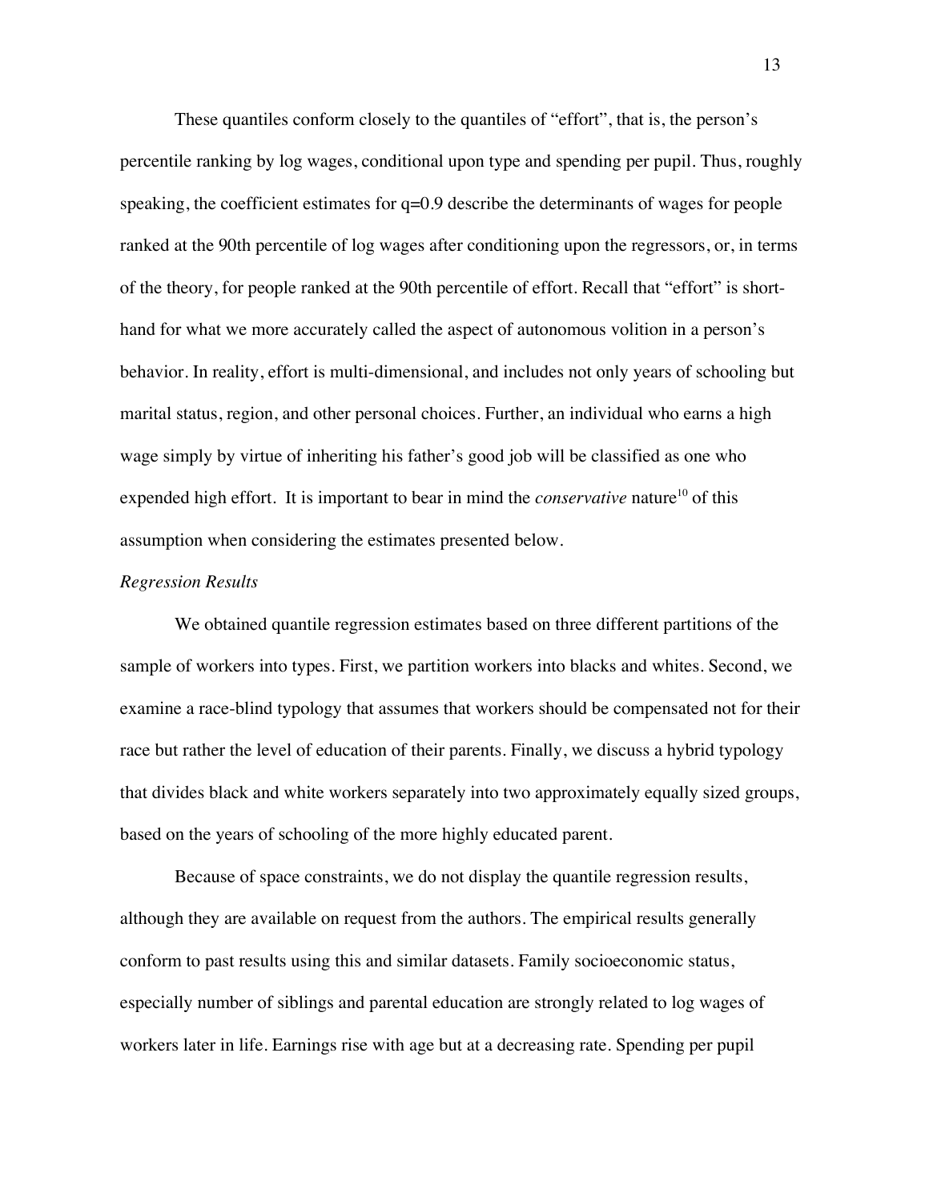These quantiles conform closely to the quantiles of "effort", that is, the person's percentile ranking by log wages, conditional upon type and spending per pupil. Thus, roughly speaking, the coefficient estimates for q=0.9 describe the determinants of wages for people ranked at the 90th percentile of log wages after conditioning upon the regressors, or, in terms of the theory, for people ranked at the 90th percentile of effort. Recall that "effort" is short-hand for what we more accurately called the aspect of autonomous volition in a person's behavior. In reality, effort is multi-dimensional, and includes not only years of schooling but marital status, region, and other personal choices. Further, an individual who earns a high wage simply by virtue of inheriting his father's good job will be classified as one who expended high effort. It is important to bear in mind the *conservative* nature[10] of this assumption when considering the estimates presented below.

*Regression Results*

We obtained quantile regression estimates based on three different partitions of the sample of workers into types. First, we partition workers into blacks and whites. Second, we examine a race-blind typology that assumes that workers should be compensated not for their race but rather the level of education of their parents. Finally, we discuss a hybrid typology that divides black and white workers separately into two approximately equally sized groups, based on the years of schooling of the more highly educated parent.

Because of space constraints, we do not display the quantile regression results, although they are available on request from the authors. The empirical results generally conform to past results using this and similar datasets. Family socioeconomic status, especially number of siblings and parental education are strongly related to log wages of workers later in life. Earnings rise with age but at a decreasing rate. Spending per pupil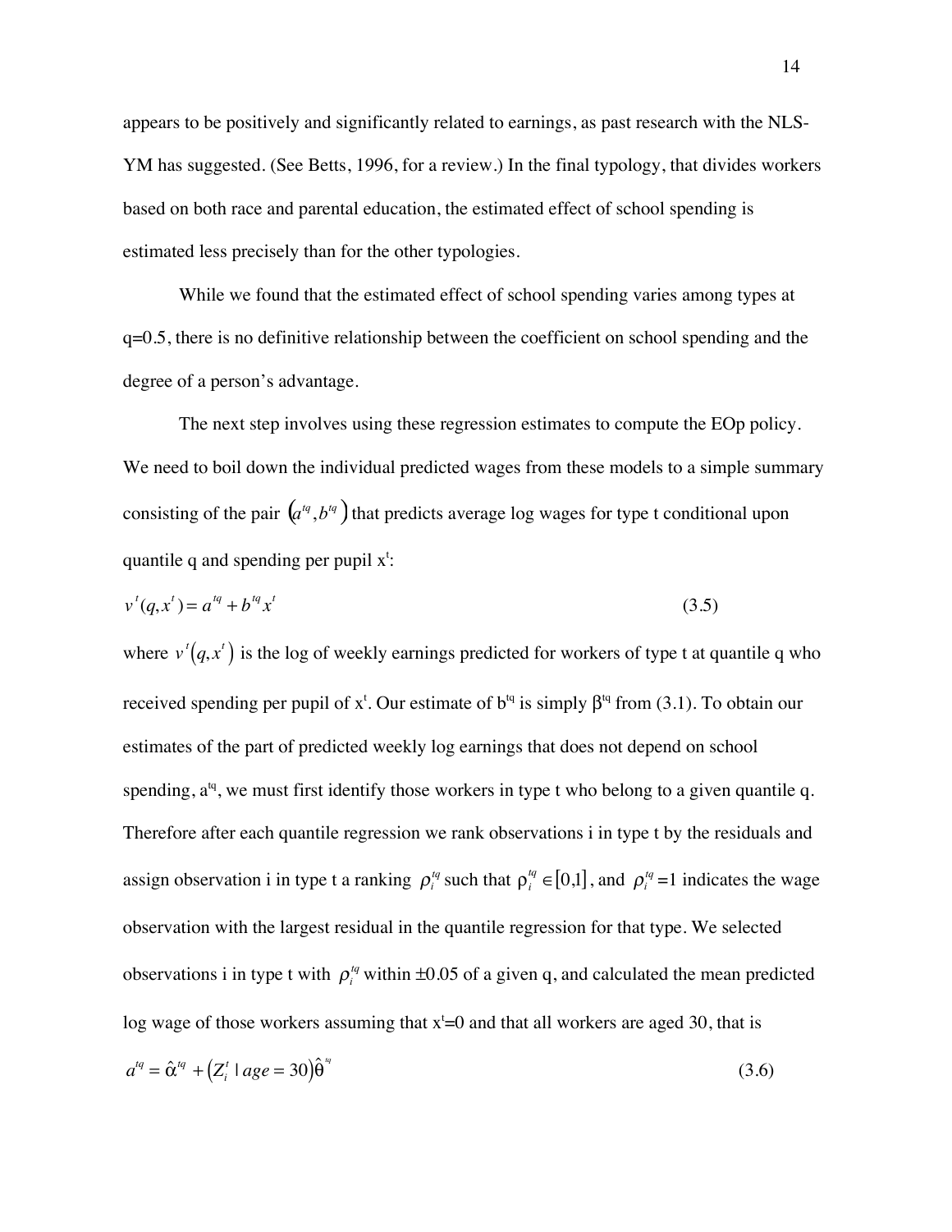appears to be positively and significantly related to earnings, as past research with the NLS-YM has suggested. (See Betts, 1996, for a review.) In the final typology, that divides workers based on both race and parental education, the estimated effect of school spending is estimated less precisely than for the other typologies.

While we found that the estimated effect of school spending varies among types at q=0.5, there is no definitive relationship between the coefficient on school spending and the degree of a person's advantage.

The next step involves using these regression estimates to compute the EOp policy. We need to boil down the individual predicted wages from these models to a simple summary consisting of the pair $(a^{tq}, b^{tq})$ that predicts average log wages for type t conditional upon quantile q and spending per pupil $x^t$:

$$v^t(q, x^t) = a^{tq} + b^{tq} x^t \tag{3.5}$$

where $v^t(q, x^t)$ is the log of weekly earnings predicted for workers of type t at quantile q who received spending per pupil of $x^t$. Our estimate of $b^{tq}$ is simply $\beta^{tq}$ from (3.1). To obtain our estimates of the part of predicted weekly log earnings that does not depend on school spending, $a^{tq}$, we must first identify those workers in type t who belong to a given quantile q. Therefore after each quantile regression we rank observations i in type t by the residuals and assign observation i in type t a ranking $\rho_i^{tq}$ such that $\rho_i^{tq} \in [0,1]$, and $\rho_i^{tq}=1$ indicates the wage observation with the largest residual in the quantile regression for that type. We selected observations i in type t with $\rho_i^{tq}$ within $\pm 0.05$ of a given q, and calculated the mean predicted log wage of those workers assuming that $x^t=0$ and that all workers are aged 30, that is

$$a^{tq} = \hat{\alpha}^{tq} + \left(Z_i^t \mid age = 30\right)\hat{\theta}^{tq} \tag{3.6}$$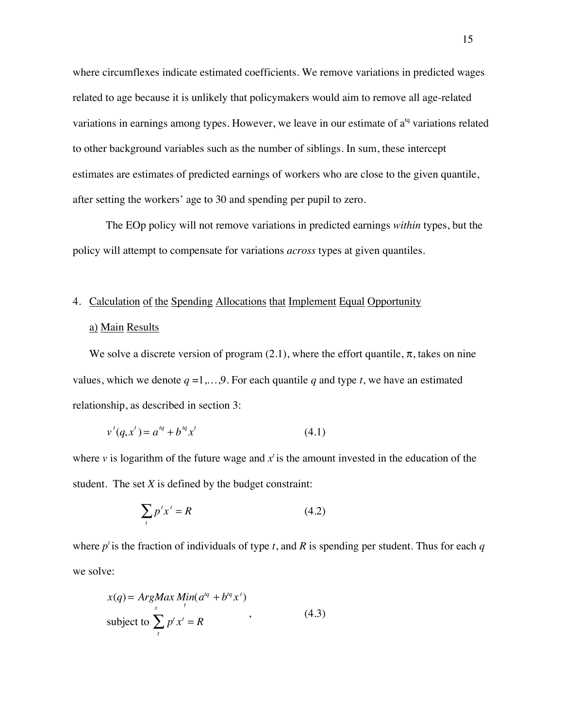where circumflexes indicate estimated coefficients. We remove variations in predicted wages related to age because it is unlikely that policymakers would aim to remove all age-related variations in earnings among types. However, we leave in our estimate of $a^{tq}$ variations related to other background variables such as the number of siblings. In sum, these intercept estimates are estimates of predicted earnings of workers who are close to the given quantile, after setting the workers' age to 30 and spending per pupil to zero.

The EOp policy will not remove variations in predicted earnings *within* types, but the policy will attempt to compensate for variations *across* types at given quantiles.

## 4. Calculation of the Spending Allocations that Implement Equal Opportunity

### a) Main Results

We solve a discrete version of program (2.1), where the effort quantile, $\pi$, takes on nine values, which we denote $q = 1, \ldots, 9$. For each quantile $q$ and type $t$, we have an estimated relationship, as described in section 3:

$$v^t(q, x^t) = a^{tq} + b^{tq} x^t \qquad (4.1)$$

where $v$ is logarithm of the future wage and $x^t$ is the amount invested in the education of the student. The set $X$ is defined by the budget constraint:

$$\sum_t p^t x^t = R \qquad (4.2)$$

where $p^t$ is the fraction of individuals of type $t$, and $R$ is spending per student. Thus for each $q$ we solve:

$$x(q) = \underset{x}{ArgMax} \, \underset{t}{Min}(a^{tq} + b^{tq} x^t) \quad \text{subject to } \sum_t p^t x^t = R \qquad (4.3)$$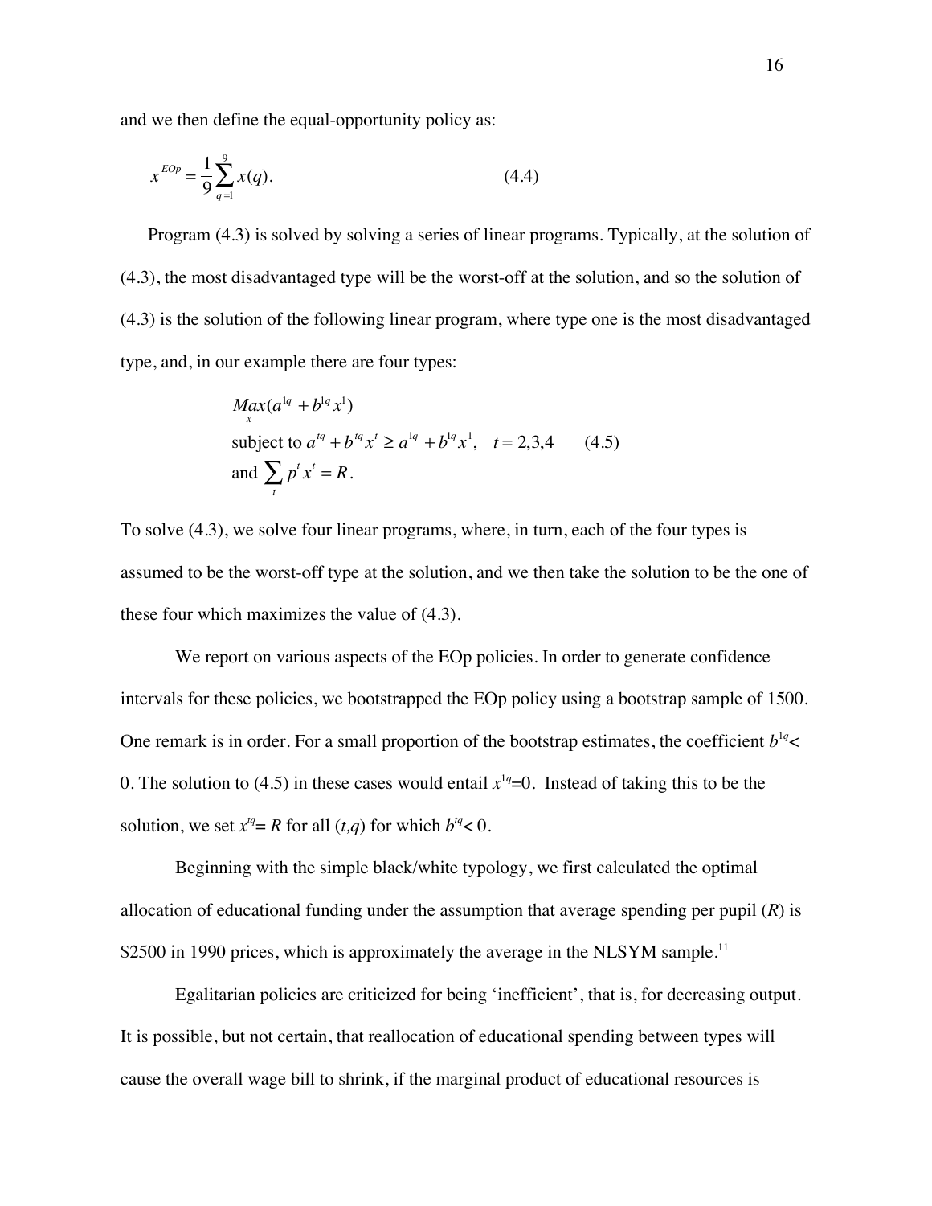and we then define the equal-opportunity policy as:

$$x^{EOp} = \frac{1}{9}\sum_{q=1}^{9} x(q). \qquad (4.4)$$

Program (4.3) is solved by solving a series of linear programs. Typically, at the solution of (4.3), the most disadvantaged type will be the worst-off at the solution, and so the solution of (4.3) is the solution of the following linear program, where type one is the most disadvantaged type, and, in our example there are four types:

$$\begin{aligned}
&\underset{x}{Max}(a^{1q} + b^{1q}x^{1}) \\
&\text{subject to } a^{tq} + b^{tq}x^{t} \geq a^{1q} + b^{1q}x^{1}, \quad t = 2,3,4 \qquad (4.5) \\
&\text{and } \sum_{t} p^{t}x^{t} = R.
\end{aligned}$$

To solve (4.3), we solve four linear programs, where, in turn, each of the four types is assumed to be the worst-off type at the solution, and we then take the solution to be the one of these four which maximizes the value of (4.3).

We report on various aspects of the EOp policies. In order to generate confidence intervals for these policies, we bootstrapped the EOp policy using a bootstrap sample of 1500. One remark is in order. For a small proportion of the bootstrap estimates, the coefficient $b^{1q} < 0$. The solution to (4.5) in these cases would entail $x^{1q}=0$. Instead of taking this to be the solution, we set $x^{tq} = R$ for all $(t,q)$ for which $b^{tq} < 0$.

Beginning with the simple black/white typology, we first calculated the optimal allocation of educational funding under the assumption that average spending per pupil ($R$) is \$2500 in 1990 prices, which is approximately the average in the NLSYM sample.[11]

Egalitarian policies are criticized for being 'inefficient', that is, for decreasing output. It is possible, but not certain, that reallocation of educational spending between types will cause the overall wage bill to shrink, if the marginal product of educational resources is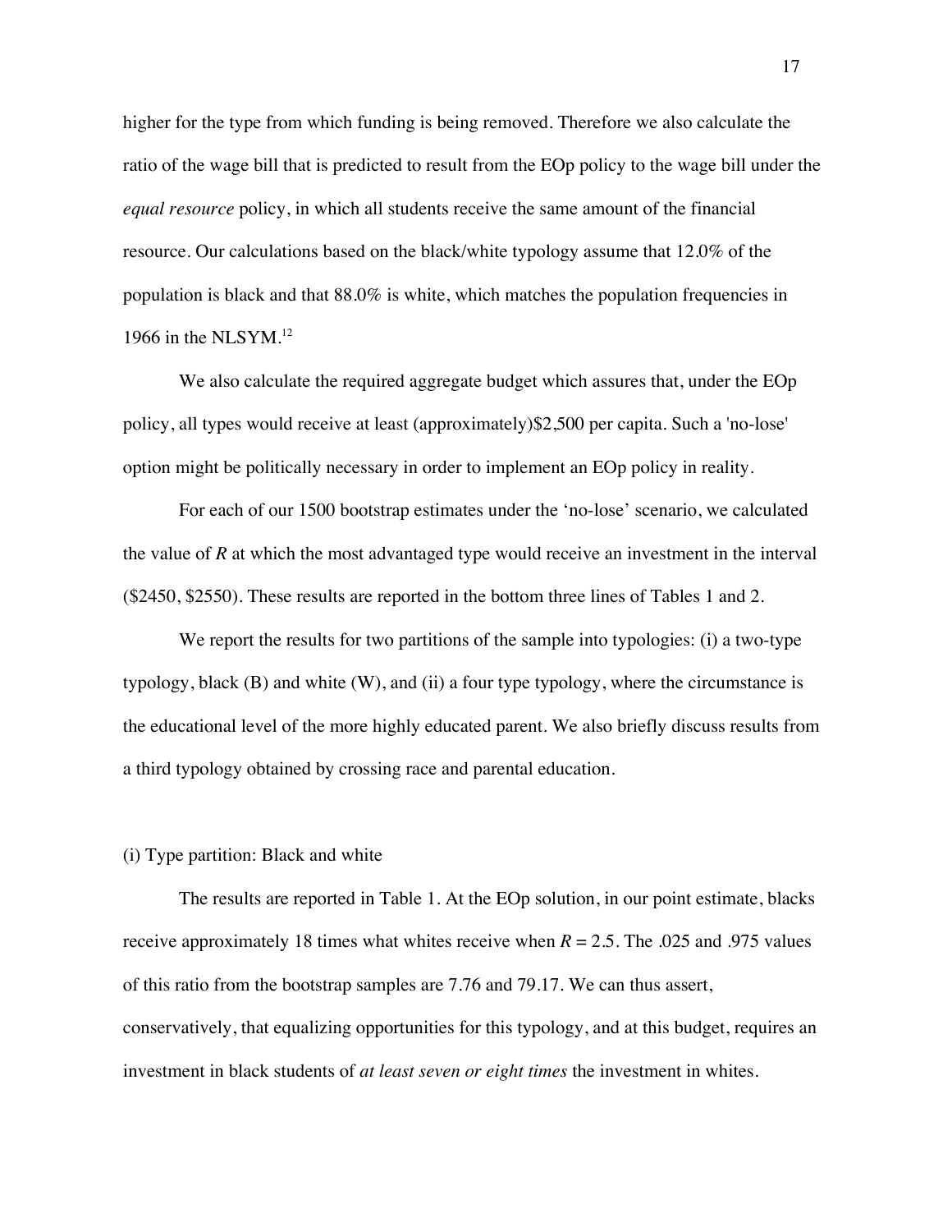higher for the type from which funding is being removed. Therefore we also calculate the ratio of the wage bill that is predicted to result from the EOp policy to the wage bill under the *equal resource* policy, in which all students receive the same amount of the financial resource. Our calculations based on the black/white typology assume that 12.0% of the population is black and that 88.0% is white, which matches the population frequencies in 1966 in the NLSYM.[12]

We also calculate the required aggregate budget which assures that, under the EOp policy, all types would receive at least (approximately)$2,500 per capita. Such a 'no-lose' option might be politically necessary in order to implement an EOp policy in reality.

For each of our 1500 bootstrap estimates under the 'no-lose' scenario, we calculated the value of $R$ at which the most advantaged type would receive an investment in the interval ($2450, $2550). These results are reported in the bottom three lines of Tables 1 and 2.

We report the results for two partitions of the sample into typologies: (i) a two-type typology, black (B) and white (W), and (ii) a four type typology, where the circumstance is the educational level of the more highly educated parent. We also briefly discuss results from a third typology obtained by crossing race and parental education.

(i) Type partition: Black and white

The results are reported in Table 1. At the EOp solution, in our point estimate, blacks receive approximately 18 times what whites receive when $R = 2.5$. The .025 and .975 values of this ratio from the bootstrap samples are 7.76 and 79.17. We can thus assert, conservatively, that equalizing opportunities for this typology, and at this budget, requires an investment in black students of *at least seven or eight times* the investment in whites.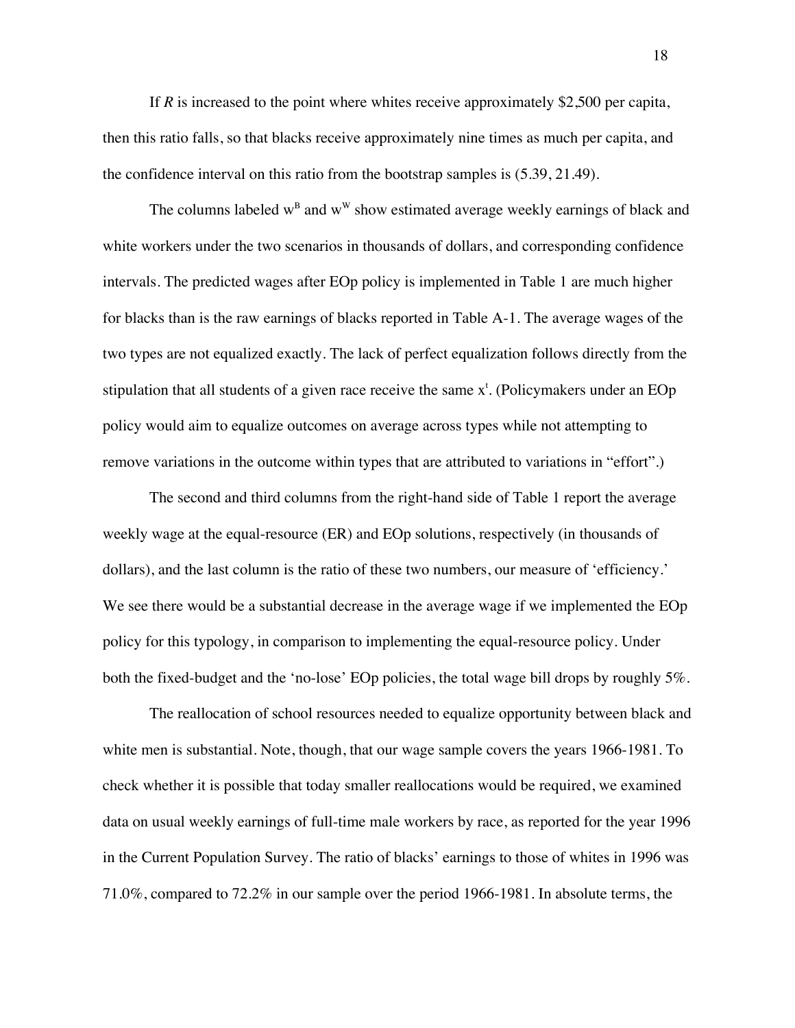If $R$ is increased to the point where whites receive approximately \$2,500 per capita, then this ratio falls, so that blacks receive approximately nine times as much per capita, and the confidence interval on this ratio from the bootstrap samples is (5.39, 21.49).

The columns labeled $w^B$ and $w^W$ show estimated average weekly earnings of black and white workers under the two scenarios in thousands of dollars, and corresponding confidence intervals. The predicted wages after EOp policy is implemented in Table 1 are much higher for blacks than is the raw earnings of blacks reported in Table A-1. The average wages of the two types are not equalized exactly. The lack of perfect equalization follows directly from the stipulation that all students of a given race receive the same $x^t$. (Policymakers under an EOp policy would aim to equalize outcomes on average across types while not attempting to remove variations in the outcome within types that are attributed to variations in "effort".)

The second and third columns from the right-hand side of Table 1 report the average weekly wage at the equal-resource (ER) and EOp solutions, respectively (in thousands of dollars), and the last column is the ratio of these two numbers, our measure of 'efficiency.' We see there would be a substantial decrease in the average wage if we implemented the EOp policy for this typology, in comparison to implementing the equal-resource policy. Under both the fixed-budget and the 'no-lose' EOp policies, the total wage bill drops by roughly 5%.

The reallocation of school resources needed to equalize opportunity between black and white men is substantial. Note, though, that our wage sample covers the years 1966-1981. To check whether it is possible that today smaller reallocations would be required, we examined data on usual weekly earnings of full-time male workers by race, as reported for the year 1996 in the Current Population Survey. The ratio of blacks' earnings to those of whites in 1996 was 71.0%, compared to 72.2% in our sample over the period 1966-1981. In absolute terms, the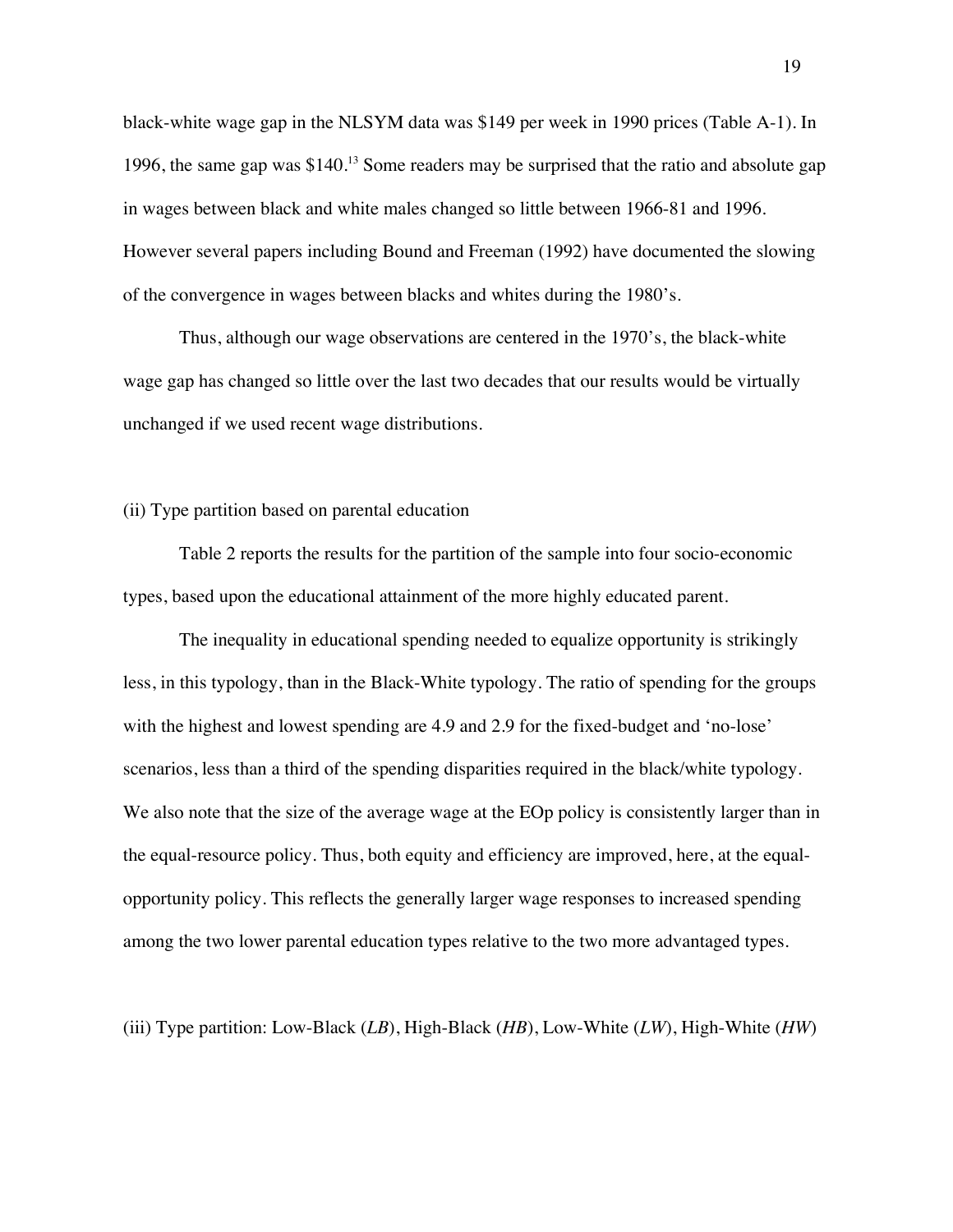black-white wage gap in the NLSYM data was $149 per week in 1990 prices (Table A-1). In 1996, the same gap was $140.[13] Some readers may be surprised that the ratio and absolute gap in wages between black and white males changed so little between 1966-81 and 1996. However several papers including Bound and Freeman (1992) have documented the slowing of the convergence in wages between blacks and whites during the 1980's.

Thus, although our wage observations are centered in the 1970's, the black-white wage gap has changed so little over the last two decades that our results would be virtually unchanged if we used recent wage distributions.

(ii) Type partition based on parental education

Table 2 reports the results for the partition of the sample into four socio-economic types, based upon the educational attainment of the more highly educated parent.

The inequality in educational spending needed to equalize opportunity is strikingly less, in this typology, than in the Black-White typology. The ratio of spending for the groups with the highest and lowest spending are 4.9 and 2.9 for the fixed-budget and 'no-lose' scenarios, less than a third of the spending disparities required in the black/white typology. We also note that the size of the average wage at the EOp policy is consistently larger than in the equal-resource policy. Thus, both equity and efficiency are improved, here, at the equal-opportunity policy. This reflects the generally larger wage responses to increased spending among the two lower parental education types relative to the two more advantaged types.

(iii) Type partition: Low-Black (*LB*), High-Black (*HB*), Low-White (*LW*), High-White (*HW*)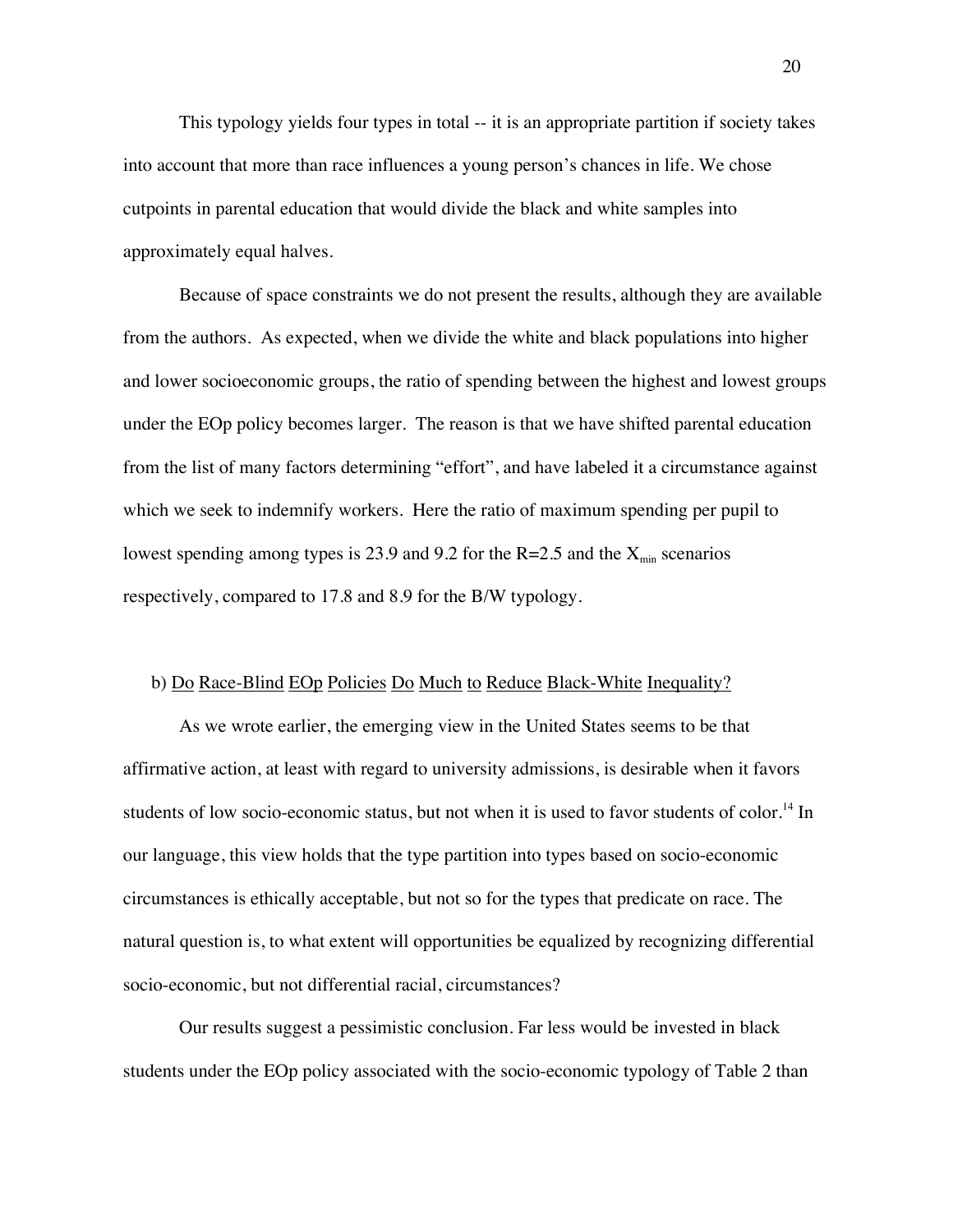This typology yields four types in total -- it is an appropriate partition if society takes into account that more than race influences a young person's chances in life. We chose cutpoints in parental education that would divide the black and white samples into approximately equal halves.

Because of space constraints we do not present the results, although they are available from the authors. As expected, when we divide the white and black populations into higher and lower socioeconomic groups, the ratio of spending between the highest and lowest groups under the EOp policy becomes larger. The reason is that we have shifted parental education from the list of many factors determining "effort", and have labeled it a circumstance against which we seek to indemnify workers. Here the ratio of maximum spending per pupil to lowest spending among types is 23.9 and 9.2 for the R=2.5 and the $X_{min}$ scenarios respectively, compared to 17.8 and 8.9 for the B/W typology.

### b) Do Race-Blind EOp Policies Do Much to Reduce Black-White Inequality?

As we wrote earlier, the emerging view in the United States seems to be that affirmative action, at least with regard to university admissions, is desirable when it favors students of low socio-economic status, but not when it is used to favor students of color.[14] In our language, this view holds that the type partition into types based on socio-economic circumstances is ethically acceptable, but not so for the types that predicate on race. The natural question is, to what extent will opportunities be equalized by recognizing differential socio-economic, but not differential racial, circumstances?

Our results suggest a pessimistic conclusion. Far less would be invested in black students under the EOp policy associated with the socio-economic typology of Table 2 than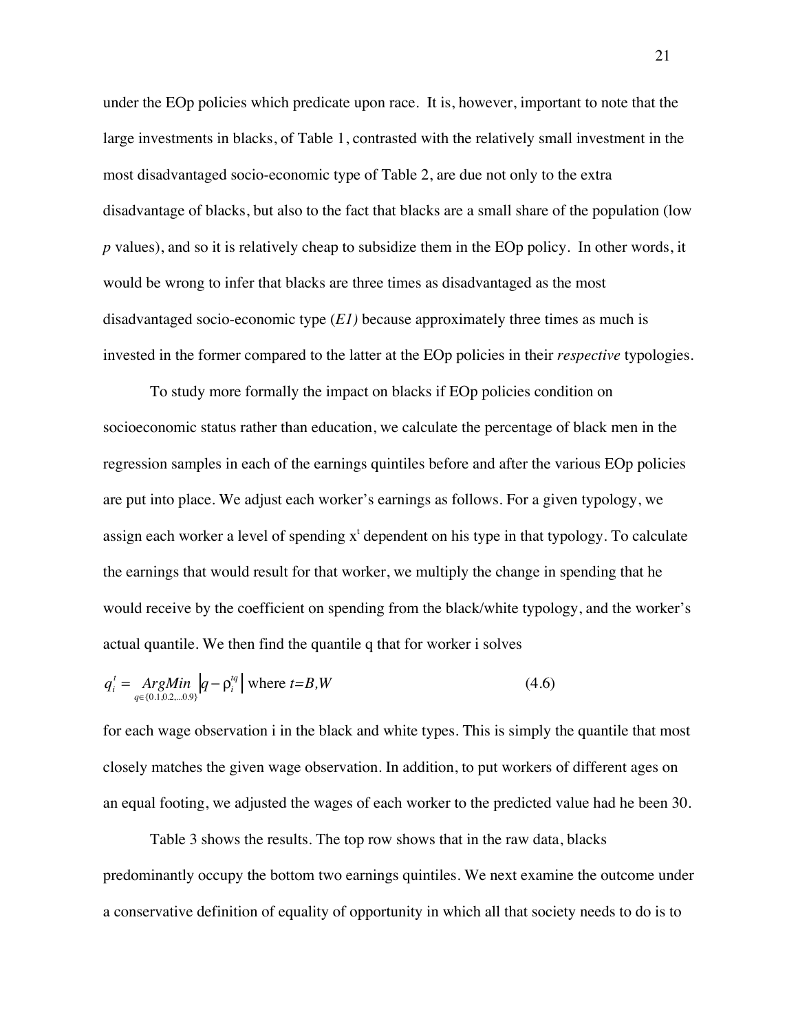under the EOp policies which predicate upon race. It is, however, important to note that the large investments in blacks, of Table 1, contrasted with the relatively small investment in the most disadvantaged socio-economic type of Table 2, are due not only to the extra disadvantage of blacks, but also to the fact that blacks are a small share of the population (low *p* values), and so it is relatively cheap to subsidize them in the EOp policy. In other words, it would be wrong to infer that blacks are three times as disadvantaged as the most disadvantaged socio-economic type (*E1)* because approximately three times as much is invested in the former compared to the latter at the EOp policies in their *respective* typologies.

To study more formally the impact on blacks if EOp policies condition on socioeconomic status rather than education, we calculate the percentage of black men in the regression samples in each of the earnings quintiles before and after the various EOp policies are put into place. We adjust each worker's earnings as follows. For a given typology, we assign each worker a level of spending $x^t$ dependent on his type in that typology. To calculate the earnings that would result for that worker, we multiply the change in spending that he would receive by the coefficient on spending from the black/white typology, and the worker's actual quantile. We then find the quantile q that for worker i solves

$$q_i^t = \underset{q \in \{0.1, 0.2, \ldots 0.9\}}{ArgMin} \left| q - \rho_i^{tq} \right| \text{ where } t=B,W \tag{4.6}$$

for each wage observation i in the black and white types. This is simply the quantile that most closely matches the given wage observation. In addition, to put workers of different ages on an equal footing, we adjusted the wages of each worker to the predicted value had he been 30.

Table 3 shows the results. The top row shows that in the raw data, blacks predominantly occupy the bottom two earnings quintiles. We next examine the outcome under a conservative definition of equality of opportunity in which all that society needs to do is to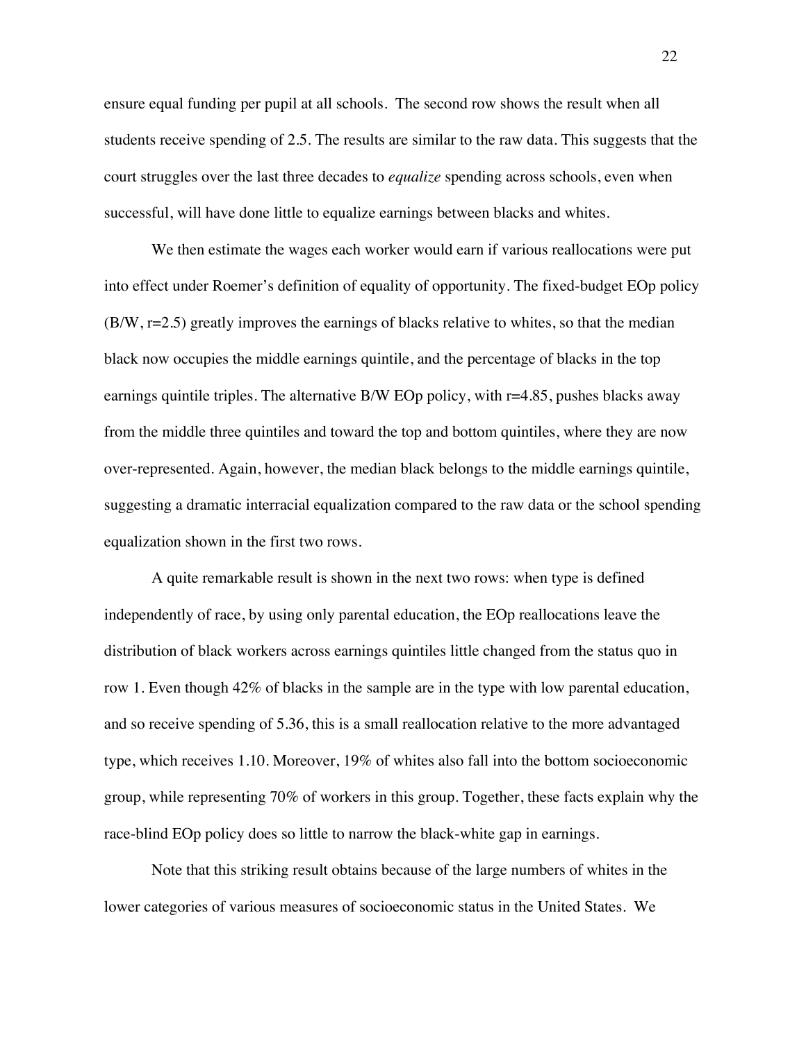ensure equal funding per pupil at all schools. The second row shows the result when all students receive spending of 2.5. The results are similar to the raw data. This suggests that the court struggles over the last three decades to *equalize* spending across schools, even when successful, will have done little to equalize earnings between blacks and whites.

We then estimate the wages each worker would earn if various reallocations were put into effect under Roemer's definition of equality of opportunity. The fixed-budget EOp policy (B/W, r=2.5) greatly improves the earnings of blacks relative to whites, so that the median black now occupies the middle earnings quintile, and the percentage of blacks in the top earnings quintile triples. The alternative B/W EOp policy, with r=4.85, pushes blacks away from the middle three quintiles and toward the top and bottom quintiles, where they are now over-represented. Again, however, the median black belongs to the middle earnings quintile, suggesting a dramatic interracial equalization compared to the raw data or the school spending equalization shown in the first two rows.

A quite remarkable result is shown in the next two rows: when type is defined independently of race, by using only parental education, the EOp reallocations leave the distribution of black workers across earnings quintiles little changed from the status quo in row 1. Even though 42% of blacks in the sample are in the type with low parental education, and so receive spending of 5.36, this is a small reallocation relative to the more advantaged type, which receives 1.10. Moreover, 19% of whites also fall into the bottom socioeconomic group, while representing 70% of workers in this group. Together, these facts explain why the race-blind EOp policy does so little to narrow the black-white gap in earnings.

Note that this striking result obtains because of the large numbers of whites in the lower categories of various measures of socioeconomic status in the United States. We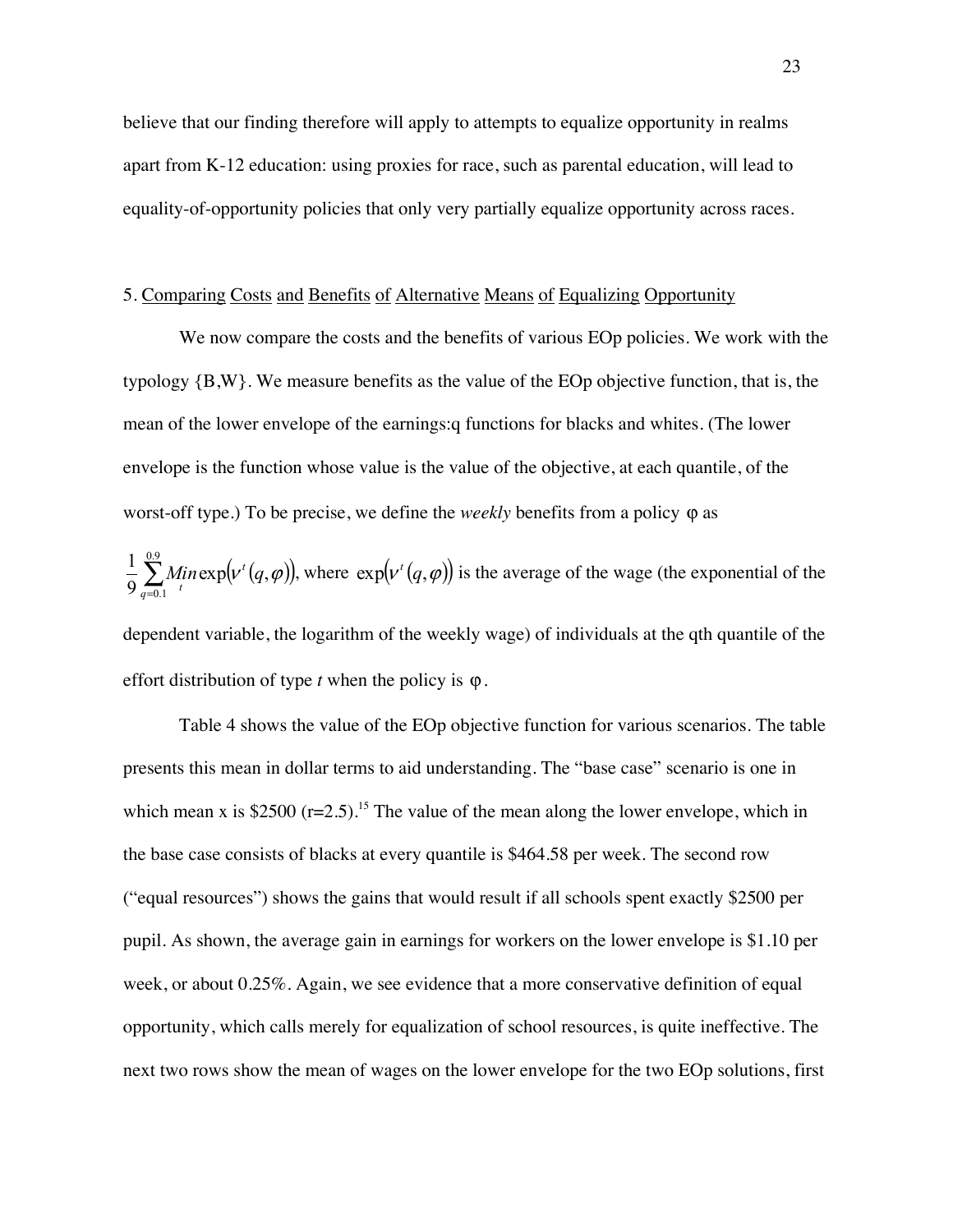believe that our finding therefore will apply to attempts to equalize opportunity in realms apart from K-12 education: using proxies for race, such as parental education, will lead to equality-of-opportunity policies that only very partially equalize opportunity across races.

## 5. Comparing Costs and Benefits of Alternative Means of Equalizing Opportunity

We now compare the costs and the benefits of various EOp policies. We work with the typology {B,W}. We measure benefits as the value of the EOp objective function, that is, the mean of the lower envelope of the earnings:q functions for blacks and whites. (The lower envelope is the function whose value is the value of the objective, at each quantile, of the worst-off type.) To be precise, we define the *weekly* benefits from a policy $\varphi$ as

$\frac{1}{9}\sum_{q=0.1}^{0.9} \underset{t}{Min} \exp\left(v^t(q,\varphi)\right)$, where $\exp\left(v^t(q,\varphi)\right)$ is the average of the wage (the exponential of the dependent variable, the logarithm of the weekly wage) of individuals at the qth quantile of the effort distribution of type *t* when the policy is $\varphi$.

Table 4 shows the value of the EOp objective function for various scenarios. The table presents this mean in dollar terms to aid understanding. The "base case" scenario is one in which mean x is \$2500 (r=2.5).[15] The value of the mean along the lower envelope, which in the base case consists of blacks at every quantile is \$464.58 per week. The second row ("equal resources") shows the gains that would result if all schools spent exactly \$2500 per pupil. As shown, the average gain in earnings for workers on the lower envelope is \$1.10 per week, or about 0.25%. Again, we see evidence that a more conservative definition of equal opportunity, which calls merely for equalization of school resources, is quite ineffective. The next two rows show the mean of wages on the lower envelope for the two EOp solutions, first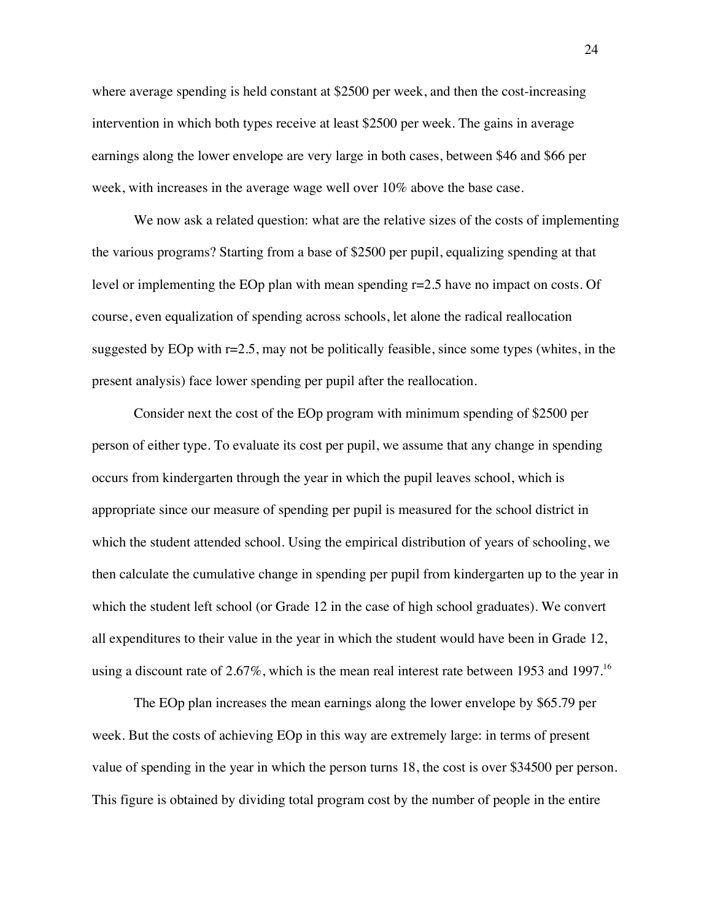where average spending is held constant at $2500 per week, and then the cost-increasing intervention in which both types receive at least $2500 per week. The gains in average earnings along the lower envelope are very large in both cases, between $46 and $66 per week, with increases in the average wage well over 10% above the base case.

We now ask a related question: what are the relative sizes of the costs of implementing the various programs? Starting from a base of $2500 per pupil, equalizing spending at that level or implementing the EOp plan with mean spending $r=2.5$ have no impact on costs. Of course, even equalization of spending across schools, let alone the radical reallocation suggested by EOp with $r=2.5$, may not be politically feasible, since some types (whites, in the present analysis) face lower spending per pupil after the reallocation.

Consider next the cost of the EOp program with minimum spending of $2500 per person of either type. To evaluate its cost per pupil, we assume that any change in spending occurs from kindergarten through the year in which the pupil leaves school, which is appropriate since our measure of spending per pupil is measured for the school district in which the student attended school. Using the empirical distribution of years of schooling, we then calculate the cumulative change in spending per pupil from kindergarten up to the year in which the student left school (or Grade 12 in the case of high school graduates). We convert all expenditures to their value in the year in which the student would have been in Grade 12, using a discount rate of 2.67%, which is the mean real interest rate between 1953 and 1997.[16]

The EOp plan increases the mean earnings along the lower envelope by $65.79 per week. But the costs of achieving EOp in this way are extremely large: in terms of present value of spending in the year in which the person turns 18, the cost is over $34500 per person. This figure is obtained by dividing total program cost by the number of people in the entire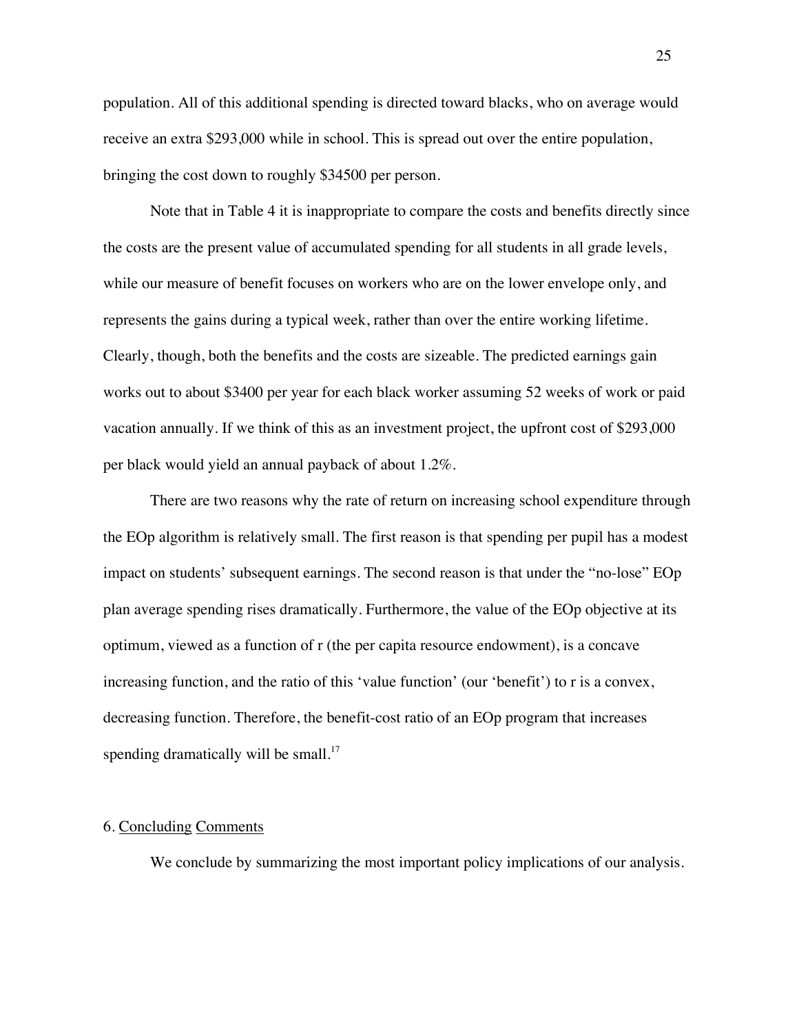population. All of this additional spending is directed toward blacks, who on average would receive an extra $293,000 while in school. This is spread out over the entire population, bringing the cost down to roughly $34500 per person.

Note that in Table 4 it is inappropriate to compare the costs and benefits directly since the costs are the present value of accumulated spending for all students in all grade levels, while our measure of benefit focuses on workers who are on the lower envelope only, and represents the gains during a typical week, rather than over the entire working lifetime. Clearly, though, both the benefits and the costs are sizeable. The predicted earnings gain works out to about $3400 per year for each black worker assuming 52 weeks of work or paid vacation annually. If we think of this as an investment project, the upfront cost of $293,000 per black would yield an annual payback of about 1.2%.

There are two reasons why the rate of return on increasing school expenditure through the EOp algorithm is relatively small. The first reason is that spending per pupil has a modest impact on students' subsequent earnings. The second reason is that under the "no-lose" EOp plan average spending rises dramatically. Furthermore, the value of the EOp objective at its optimum, viewed as a function of r (the per capita resource endowment), is a concave increasing function, and the ratio of this 'value function' (our 'benefit') to r is a convex, decreasing function. Therefore, the benefit-cost ratio of an EOp program that increases spending dramatically will be small.[17]

## 6. Concluding Comments

We conclude by summarizing the most important policy implications of our analysis.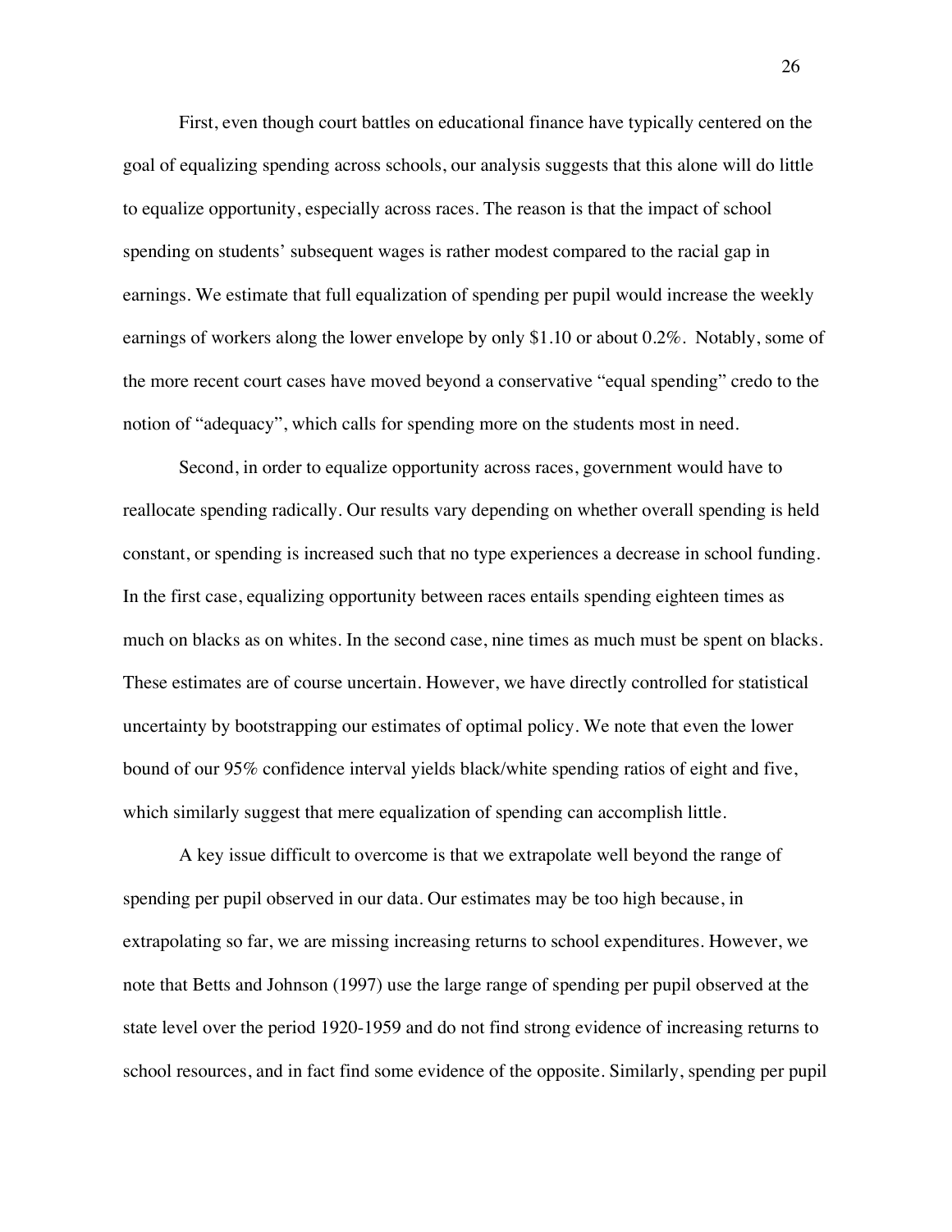First, even though court battles on educational finance have typically centered on the goal of equalizing spending across schools, our analysis suggests that this alone will do little to equalize opportunity, especially across races. The reason is that the impact of school spending on students' subsequent wages is rather modest compared to the racial gap in earnings. We estimate that full equalization of spending per pupil would increase the weekly earnings of workers along the lower envelope by only \$1.10 or about 0.2%. Notably, some of the more recent court cases have moved beyond a conservative "equal spending" credo to the notion of "adequacy", which calls for spending more on the students most in need.

Second, in order to equalize opportunity across races, government would have to reallocate spending radically. Our results vary depending on whether overall spending is held constant, or spending is increased such that no type experiences a decrease in school funding. In the first case, equalizing opportunity between races entails spending eighteen times as much on blacks as on whites. In the second case, nine times as much must be spent on blacks. These estimates are of course uncertain. However, we have directly controlled for statistical uncertainty by bootstrapping our estimates of optimal policy. We note that even the lower bound of our 95% confidence interval yields black/white spending ratios of eight and five, which similarly suggest that mere equalization of spending can accomplish little.

A key issue difficult to overcome is that we extrapolate well beyond the range of spending per pupil observed in our data. Our estimates may be too high because, in extrapolating so far, we are missing increasing returns to school expenditures. However, we note that Betts and Johnson (1997) use the large range of spending per pupil observed at the state level over the period 1920-1959 and do not find strong evidence of increasing returns to school resources, and in fact find some evidence of the opposite. Similarly, spending per pupil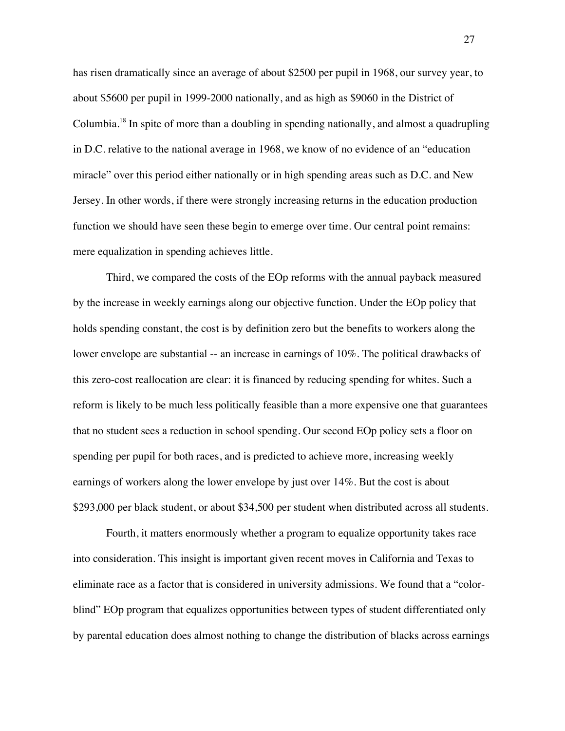has risen dramatically since an average of about $2500 per pupil in 1968, our survey year, to about $5600 per pupil in 1999-2000 nationally, and as high as $9060 in the District of Columbia.[18] In spite of more than a doubling in spending nationally, and almost a quadrupling in D.C. relative to the national average in 1968, we know of no evidence of an "education miracle" over this period either nationally or in high spending areas such as D.C. and New Jersey. In other words, if there were strongly increasing returns in the education production function we should have seen these begin to emerge over time. Our central point remains: mere equalization in spending achieves little.

Third, we compared the costs of the EOp reforms with the annual payback measured by the increase in weekly earnings along our objective function. Under the EOp policy that holds spending constant, the cost is by definition zero but the benefits to workers along the lower envelope are substantial -- an increase in earnings of 10%. The political drawbacks of this zero-cost reallocation are clear: it is financed by reducing spending for whites. Such a reform is likely to be much less politically feasible than a more expensive one that guarantees that no student sees a reduction in school spending. Our second EOp policy sets a floor on spending per pupil for both races, and is predicted to achieve more, increasing weekly earnings of workers along the lower envelope by just over 14%. But the cost is about $293,000 per black student, or about $34,500 per student when distributed across all students.

Fourth, it matters enormously whether a program to equalize opportunity takes race into consideration. This insight is important given recent moves in California and Texas to eliminate race as a factor that is considered in university admissions. We found that a "color-blind" EOp program that equalizes opportunities between types of student differentiated only by parental education does almost nothing to change the distribution of blacks across earnings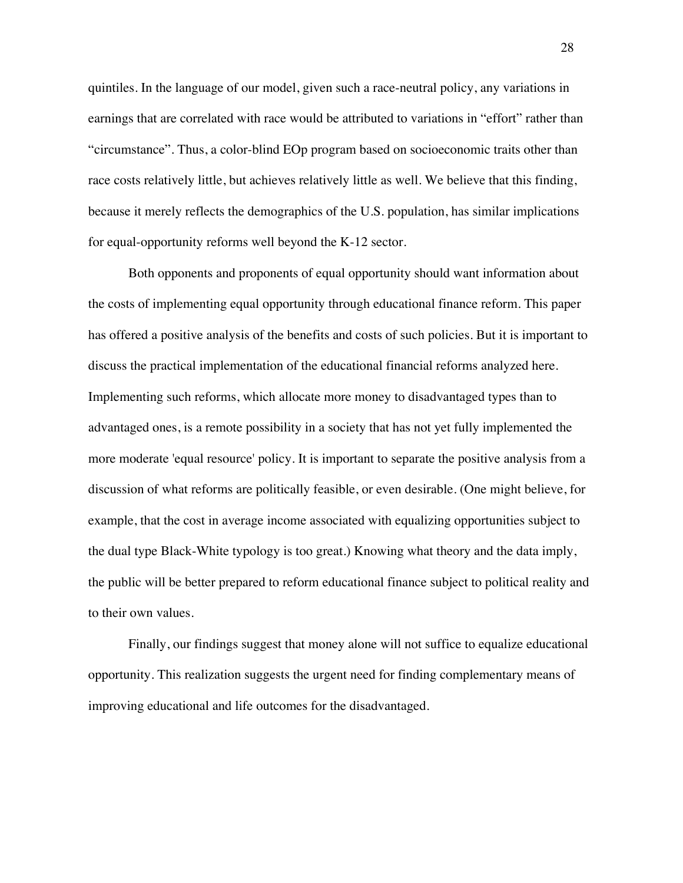quintiles. In the language of our model, given such a race-neutral policy, any variations in earnings that are correlated with race would be attributed to variations in "effort" rather than "circumstance". Thus, a color-blind EOp program based on socioeconomic traits other than race costs relatively little, but achieves relatively little as well. We believe that this finding, because it merely reflects the demographics of the U.S. population, has similar implications for equal-opportunity reforms well beyond the K-12 sector.

Both opponents and proponents of equal opportunity should want information about the costs of implementing equal opportunity through educational finance reform. This paper has offered a positive analysis of the benefits and costs of such policies. But it is important to discuss the practical implementation of the educational financial reforms analyzed here. Implementing such reforms, which allocate more money to disadvantaged types than to advantaged ones, is a remote possibility in a society that has not yet fully implemented the more moderate 'equal resource' policy. It is important to separate the positive analysis from a discussion of what reforms are politically feasible, or even desirable. (One might believe, for example, that the cost in average income associated with equalizing opportunities subject to the dual type Black-White typology is too great.) Knowing what theory and the data imply, the public will be better prepared to reform educational finance subject to political reality and to their own values.

Finally, our findings suggest that money alone will not suffice to equalize educational opportunity. This realization suggests the urgent need for finding complementary means of improving educational and life outcomes for the disadvantaged.